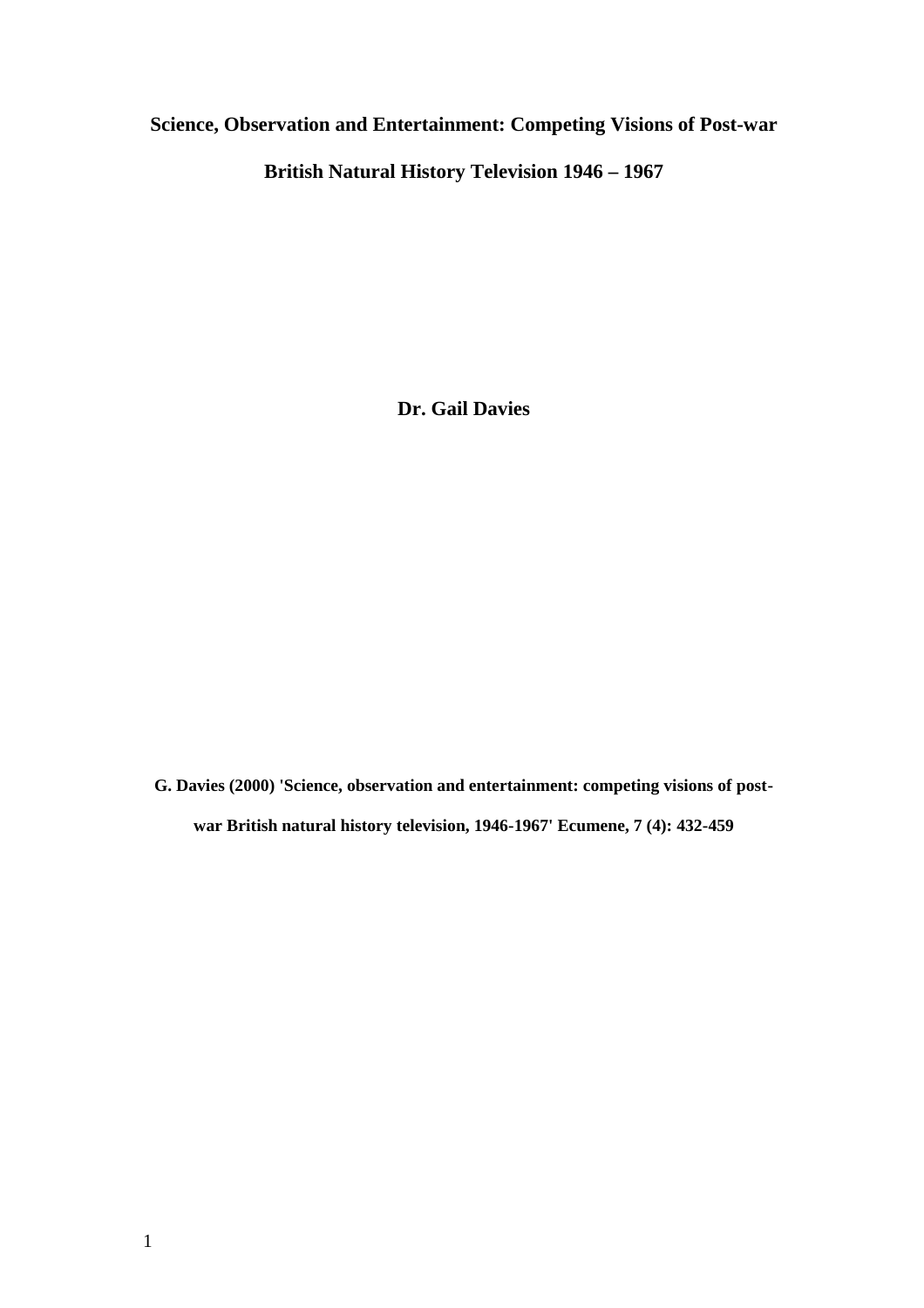# Science, Observation and Entertainment: Competing Visions of Post-war British Natural History Television 1946 – 1967

**Dr. Gail Davies**

**G. Davies (2000) 'Science, observation and entertainment: competing visions of post-war British natural history television, 1946-1967' Ecumene, 7 (4): 432-459**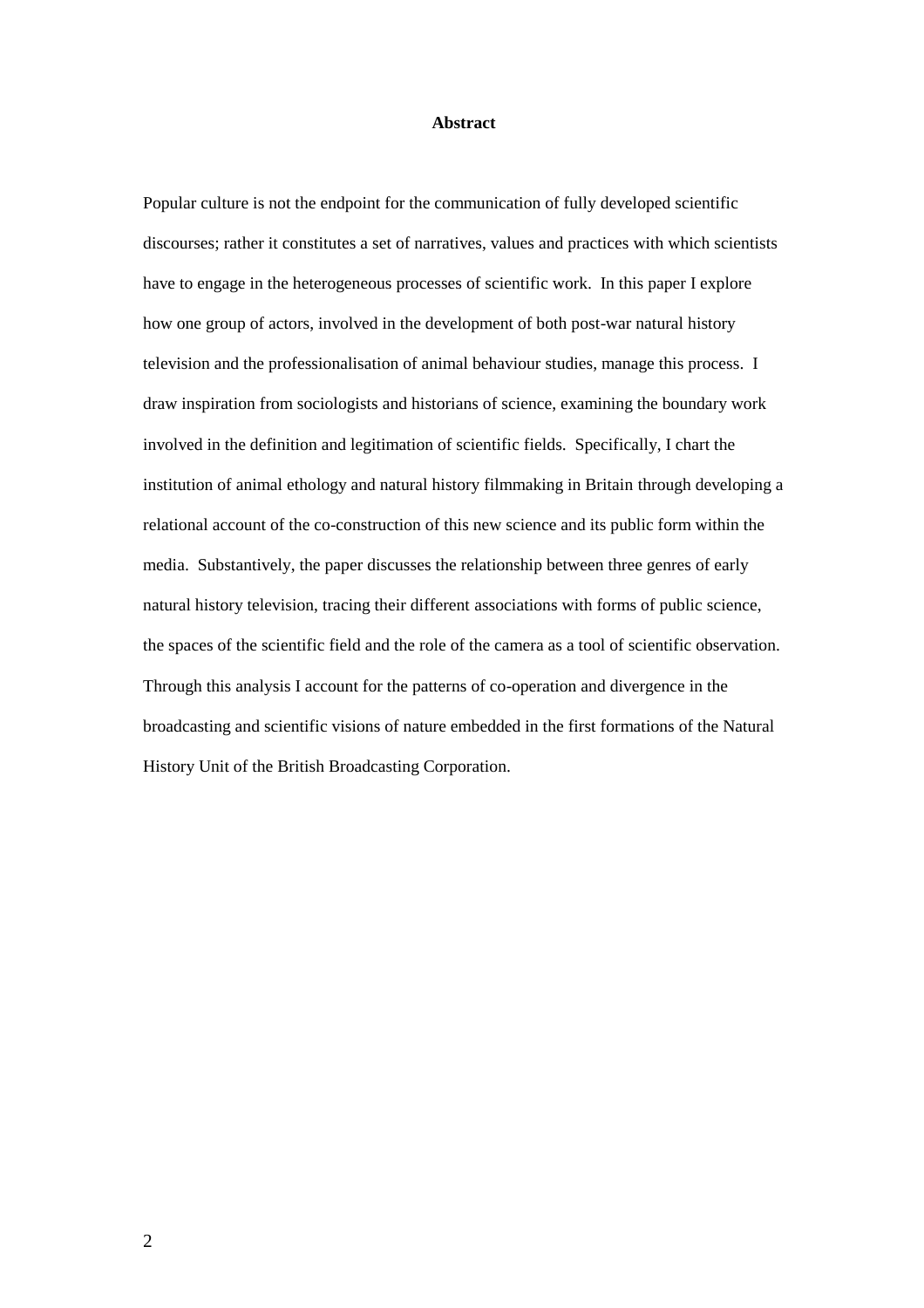## Abstract

Popular culture is not the endpoint for the communication of fully developed scientific discourses; rather it constitutes a set of narratives, values and practices with which scientists have to engage in the heterogeneous processes of scientific work. In this paper I explore how one group of actors, involved in the development of both post-war natural history television and the professionalisation of animal behaviour studies, manage this process. I draw inspiration from sociologists and historians of science, examining the boundary work involved in the definition and legitimation of scientific fields. Specifically, I chart the institution of animal ethology and natural history filmmaking in Britain through developing a relational account of the co-construction of this new science and its public form within the media. Substantively, the paper discusses the relationship between three genres of early natural history television, tracing their different associations with forms of public science, the spaces of the scientific field and the role of the camera as a tool of scientific observation. Through this analysis I account for the patterns of co-operation and divergence in the broadcasting and scientific visions of nature embedded in the first formations of the Natural History Unit of the British Broadcasting Corporation.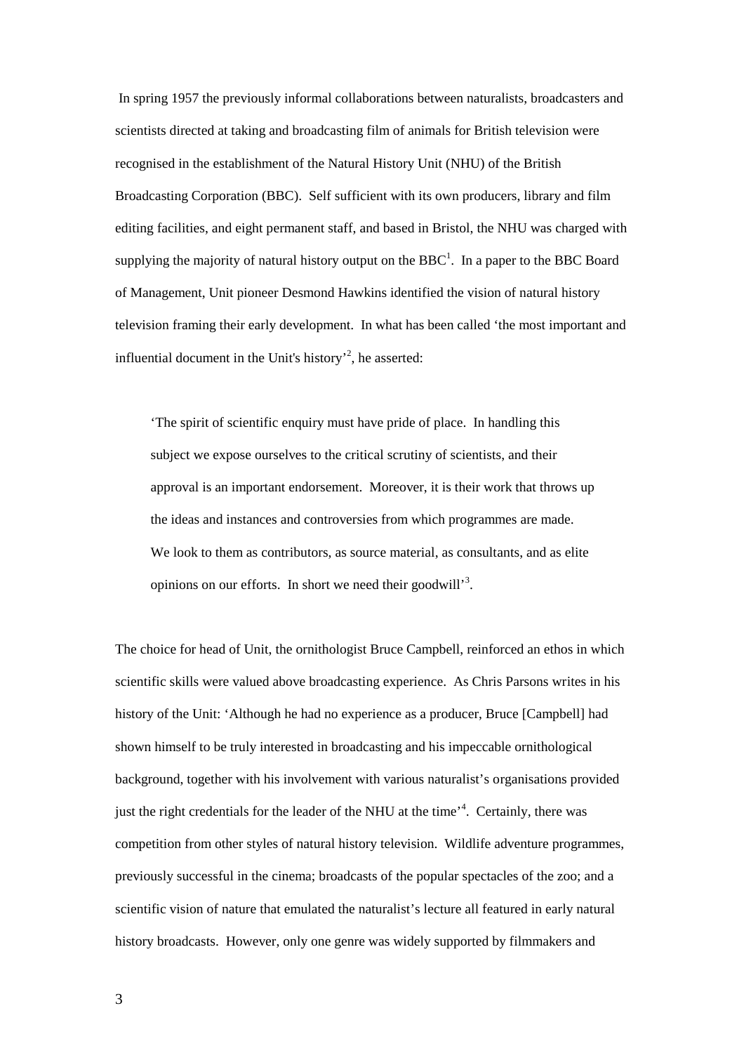In spring 1957 the previously informal collaborations between naturalists, broadcasters and scientists directed at taking and broadcasting film of animals for British television were recognised in the establishment of the Natural History Unit (NHU) of the British Broadcasting Corporation (BBC). Self sufficient with its own producers, library and film editing facilities, and eight permanent staff, and based in Bristol, the NHU was charged with supplying the majority of natural history output on the BBC[1]. In a paper to the BBC Board of Management, Unit pioneer Desmond Hawkins identified the vision of natural history television framing their early development. In what has been called 'the most important and influential document in the Unit's history'[2], he asserted:

> 'The spirit of scientific enquiry must have pride of place. In handling this subject we expose ourselves to the critical scrutiny of scientists, and their approval is an important endorsement. Moreover, it is their work that throws up the ideas and instances and controversies from which programmes are made. We look to them as contributors, as source material, as consultants, and as elite opinions on our efforts. In short we need their goodwill'[3].

The choice for head of Unit, the ornithologist Bruce Campbell, reinforced an ethos in which scientific skills were valued above broadcasting experience. As Chris Parsons writes in his history of the Unit: 'Although he had no experience as a producer, Bruce [Campbell] had shown himself to be truly interested in broadcasting and his impeccable ornithological background, together with his involvement with various naturalist's organisations provided just the right credentials for the leader of the NHU at the time'[4]. Certainly, there was competition from other styles of natural history television. Wildlife adventure programmes, previously successful in the cinema; broadcasts of the popular spectacles of the zoo; and a scientific vision of nature that emulated the naturalist's lecture all featured in early natural history broadcasts. However, only one genre was widely supported by filmmakers and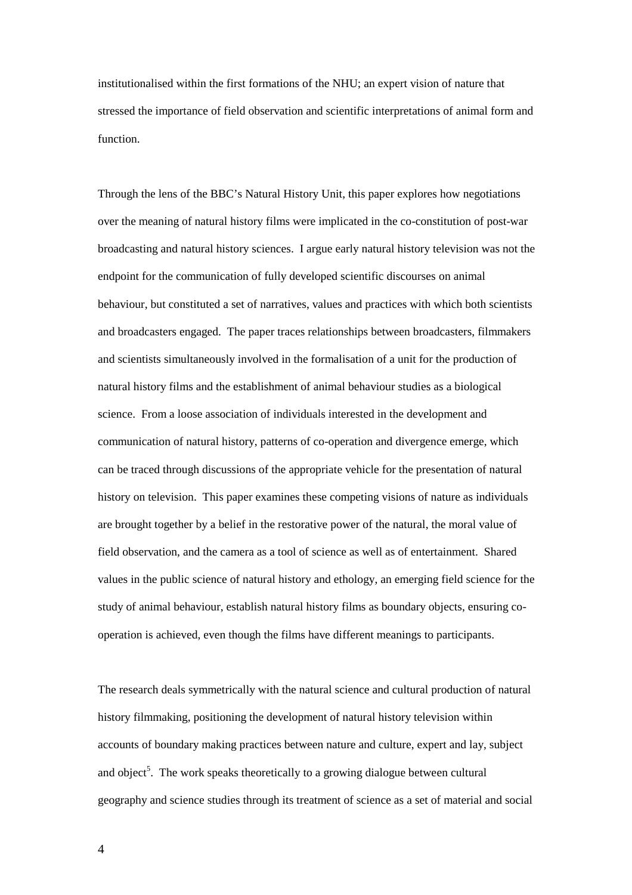institutionalised within the first formations of the NHU; an expert vision of nature that stressed the importance of field observation and scientific interpretations of animal form and function.

Through the lens of the BBC's Natural History Unit, this paper explores how negotiations over the meaning of natural history films were implicated in the co-constitution of post-war broadcasting and natural history sciences. I argue early natural history television was not the endpoint for the communication of fully developed scientific discourses on animal behaviour, but constituted a set of narratives, values and practices with which both scientists and broadcasters engaged. The paper traces relationships between broadcasters, filmmakers and scientists simultaneously involved in the formalisation of a unit for the production of natural history films and the establishment of animal behaviour studies as a biological science. From a loose association of individuals interested in the development and communication of natural history, patterns of co-operation and divergence emerge, which can be traced through discussions of the appropriate vehicle for the presentation of natural history on television. This paper examines these competing visions of nature as individuals are brought together by a belief in the restorative power of the natural, the moral value of field observation, and the camera as a tool of science as well as of entertainment. Shared values in the public science of natural history and ethology, an emerging field science for the study of animal behaviour, establish natural history films as boundary objects, ensuring co-operation is achieved, even though the films have different meanings to participants.

The research deals symmetrically with the natural science and cultural production of natural history filmmaking, positioning the development of natural history television within accounts of boundary making practices between nature and culture, expert and lay, subject and object[5]. The work speaks theoretically to a growing dialogue between cultural geography and science studies through its treatment of science as a set of material and social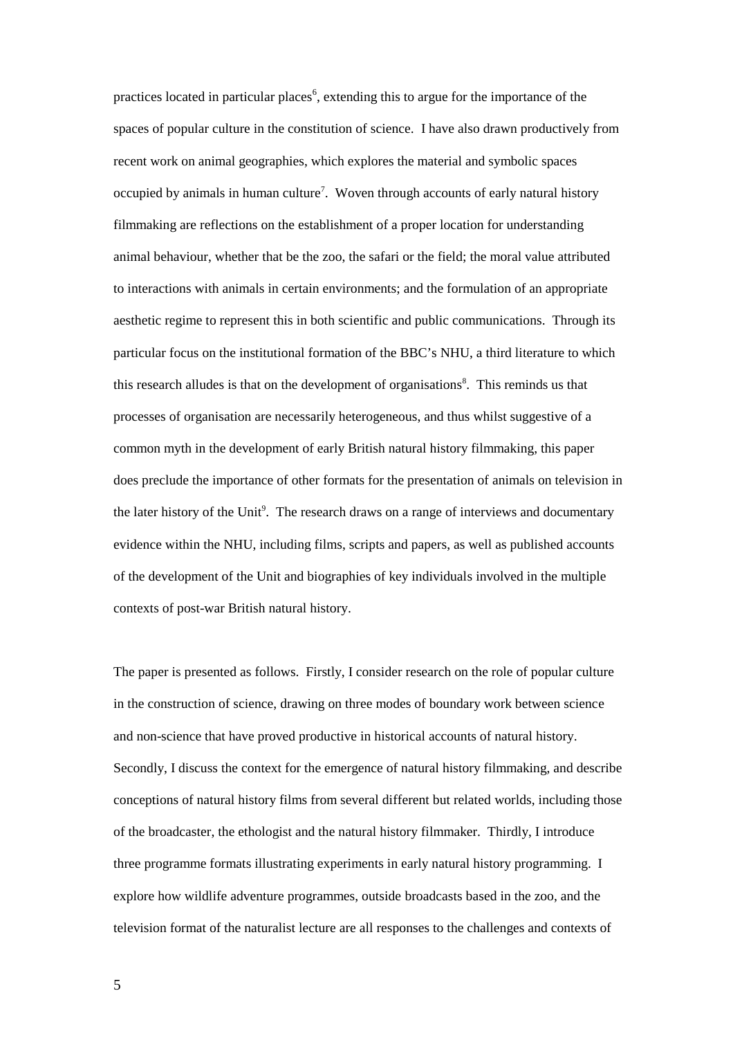practices located in particular places[6], extending this to argue for the importance of the spaces of popular culture in the constitution of science. I have also drawn productively from recent work on animal geographies, which explores the material and symbolic spaces occupied by animals in human culture[7]. Woven through accounts of early natural history filmmaking are reflections on the establishment of a proper location for understanding animal behaviour, whether that be the zoo, the safari or the field; the moral value attributed to interactions with animals in certain environments; and the formulation of an appropriate aesthetic regime to represent this in both scientific and public communications. Through its particular focus on the institutional formation of the BBC's NHU, a third literature to which this research alludes is that on the development of organisations[8]. This reminds us that processes of organisation are necessarily heterogeneous, and thus whilst suggestive of a common myth in the development of early British natural history filmmaking, this paper does preclude the importance of other formats for the presentation of animals on television in the later history of the Unit[9]. The research draws on a range of interviews and documentary evidence within the NHU, including films, scripts and papers, as well as published accounts of the development of the Unit and biographies of key individuals involved in the multiple contexts of post-war British natural history.

The paper is presented as follows. Firstly, I consider research on the role of popular culture in the construction of science, drawing on three modes of boundary work between science and non-science that have proved productive in historical accounts of natural history. Secondly, I discuss the context for the emergence of natural history filmmaking, and describe conceptions of natural history films from several different but related worlds, including those of the broadcaster, the ethologist and the natural history filmmaker. Thirdly, I introduce three programme formats illustrating experiments in early natural history programming. I explore how wildlife adventure programmes, outside broadcasts based in the zoo, and the television format of the naturalist lecture are all responses to the challenges and contexts of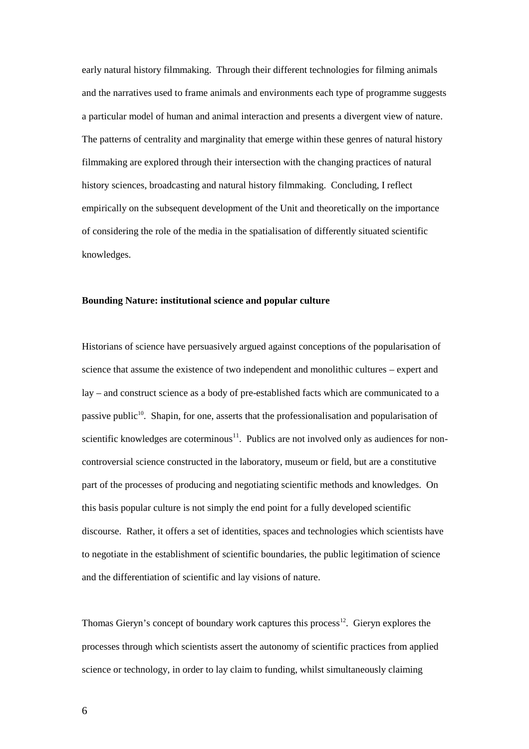early natural history filmmaking. Through their different technologies for filming animals and the narratives used to frame animals and environments each type of programme suggests a particular model of human and animal interaction and presents a divergent view of nature. The patterns of centrality and marginality that emerge within these genres of natural history filmmaking are explored through their intersection with the changing practices of natural history sciences, broadcasting and natural history filmmaking. Concluding, I reflect empirically on the subsequent development of the Unit and theoretically on the importance of considering the role of the media in the spatialisation of differently situated scientific knowledges.

**Bounding Nature: institutional science and popular culture**

Historians of science have persuasively argued against conceptions of the popularisation of science that assume the existence of two independent and monolithic cultures – expert and lay – and construct science as a body of pre-established facts which are communicated to a passive public[10]. Shapin, for one, asserts that the professionalisation and popularisation of scientific knowledges are coterminous[11]. Publics are not involved only as audiences for non-controversial science constructed in the laboratory, museum or field, but are a constitutive part of the processes of producing and negotiating scientific methods and knowledges. On this basis popular culture is not simply the end point for a fully developed scientific discourse. Rather, it offers a set of identities, spaces and technologies which scientists have to negotiate in the establishment of scientific boundaries, the public legitimation of science and the differentiation of scientific and lay visions of nature.

Thomas Gieryn's concept of boundary work captures this process[12]. Gieryn explores the processes through which scientists assert the autonomy of scientific practices from applied science or technology, in order to lay claim to funding, whilst simultaneously claiming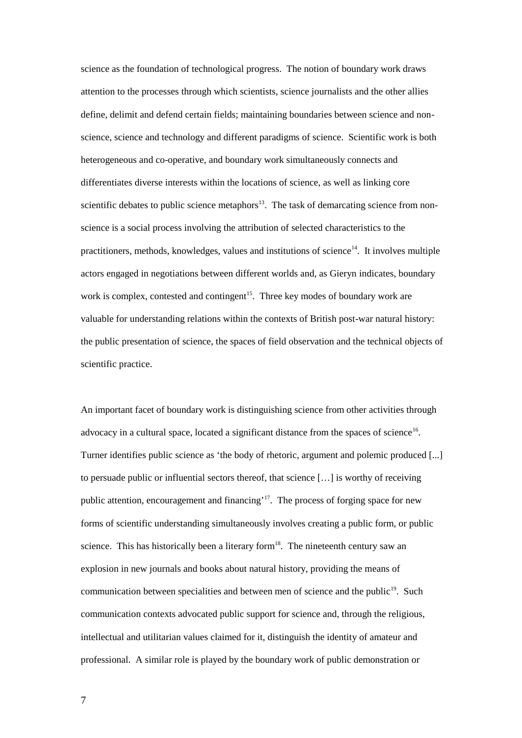science as the foundation of technological progress. The notion of boundary work draws attention to the processes through which scientists, science journalists and the other allies define, delimit and defend certain fields; maintaining boundaries between science and non-science, science and technology and different paradigms of science. Scientific work is both heterogeneous and co-operative, and boundary work simultaneously connects and differentiates diverse interests within the locations of science, as well as linking core scientific debates to public science metaphors[13]. The task of demarcating science from non-science is a social process involving the attribution of selected characteristics to the practitioners, methods, knowledges, values and institutions of science[14]. It involves multiple actors engaged in negotiations between different worlds and, as Gieryn indicates, boundary work is complex, contested and contingent[15]. Three key modes of boundary work are valuable for understanding relations within the contexts of British post-war natural history: the public presentation of science, the spaces of field observation and the technical objects of scientific practice.

An important facet of boundary work is distinguishing science from other activities through advocacy in a cultural space, located a significant distance from the spaces of science[16]. Turner identifies public science as 'the body of rhetoric, argument and polemic produced [...] to persuade public or influential sectors thereof, that science […] is worthy of receiving public attention, encouragement and financing'[17]. The process of forging space for new forms of scientific understanding simultaneously involves creating a public form, or public science. This has historically been a literary form[18]. The nineteenth century saw an explosion in new journals and books about natural history, providing the means of communication between specialities and between men of science and the public[19]. Such communication contexts advocated public support for science and, through the religious, intellectual and utilitarian values claimed for it, distinguish the identity of amateur and professional. A similar role is played by the boundary work of public demonstration or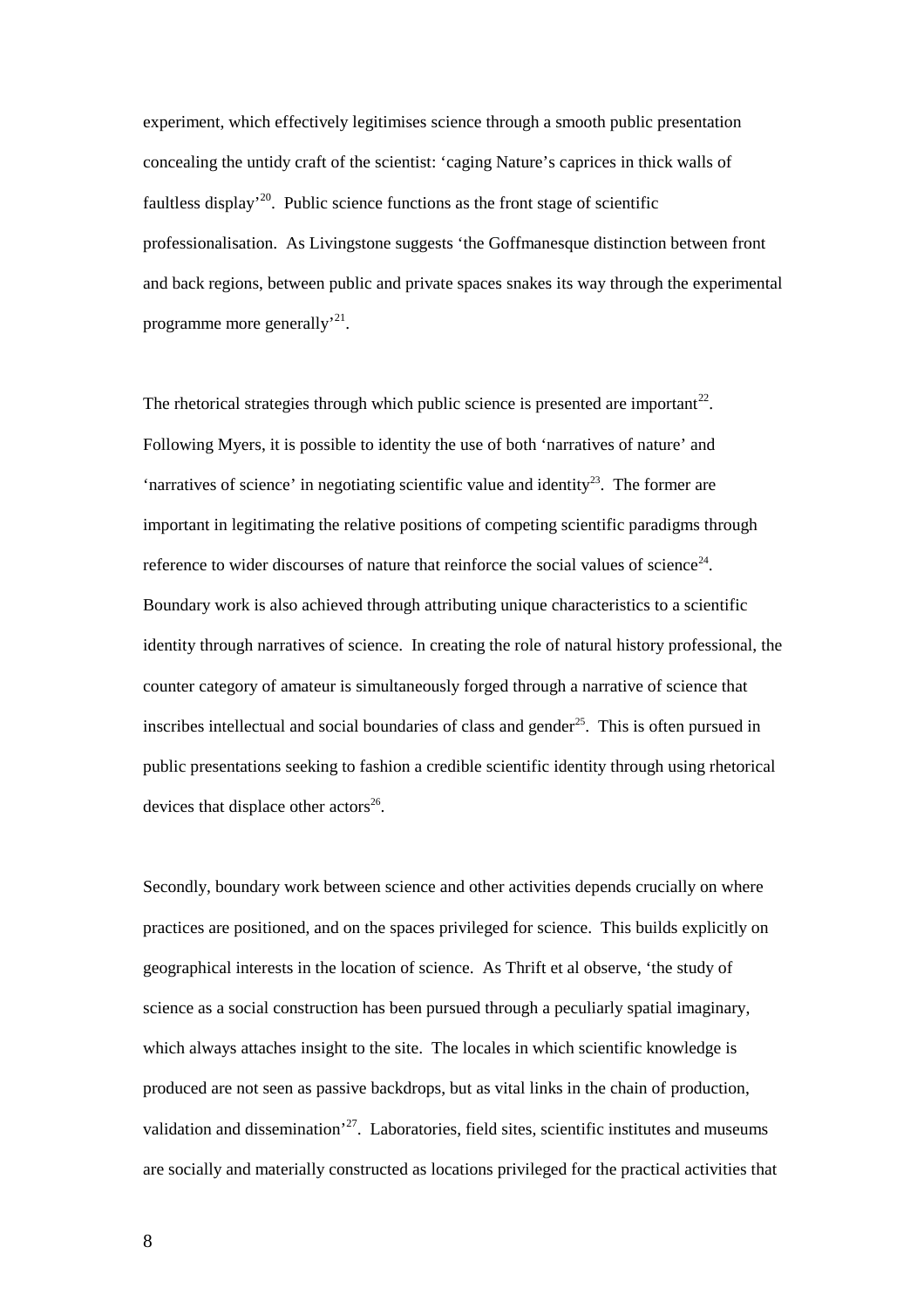experiment, which effectively legitimises science through a smooth public presentation concealing the untidy craft of the scientist: 'caging Nature's caprices in thick walls of faultless display'[20]. Public science functions as the front stage of scientific professionalisation. As Livingstone suggests 'the Goffmanesque distinction between front and back regions, between public and private spaces snakes its way through the experimental programme more generally'[21].

The rhetorical strategies through which public science is presented are important[22]. Following Myers, it is possible to identity the use of both 'narratives of nature' and 'narratives of science' in negotiating scientific value and identity[23]. The former are important in legitimating the relative positions of competing scientific paradigms through reference to wider discourses of nature that reinforce the social values of science[24]. Boundary work is also achieved through attributing unique characteristics to a scientific identity through narratives of science. In creating the role of natural history professional, the counter category of amateur is simultaneously forged through a narrative of science that inscribes intellectual and social boundaries of class and gender[25]. This is often pursued in public presentations seeking to fashion a credible scientific identity through using rhetorical devices that displace other actors[26].

Secondly, boundary work between science and other activities depends crucially on where practices are positioned, and on the spaces privileged for science. This builds explicitly on geographical interests in the location of science. As Thrift et al observe, 'the study of science as a social construction has been pursued through a peculiarly spatial imaginary, which always attaches insight to the site. The locales in which scientific knowledge is produced are not seen as passive backdrops, but as vital links in the chain of production, validation and dissemination'[27]. Laboratories, field sites, scientific institutes and museums are socially and materially constructed as locations privileged for the practical activities that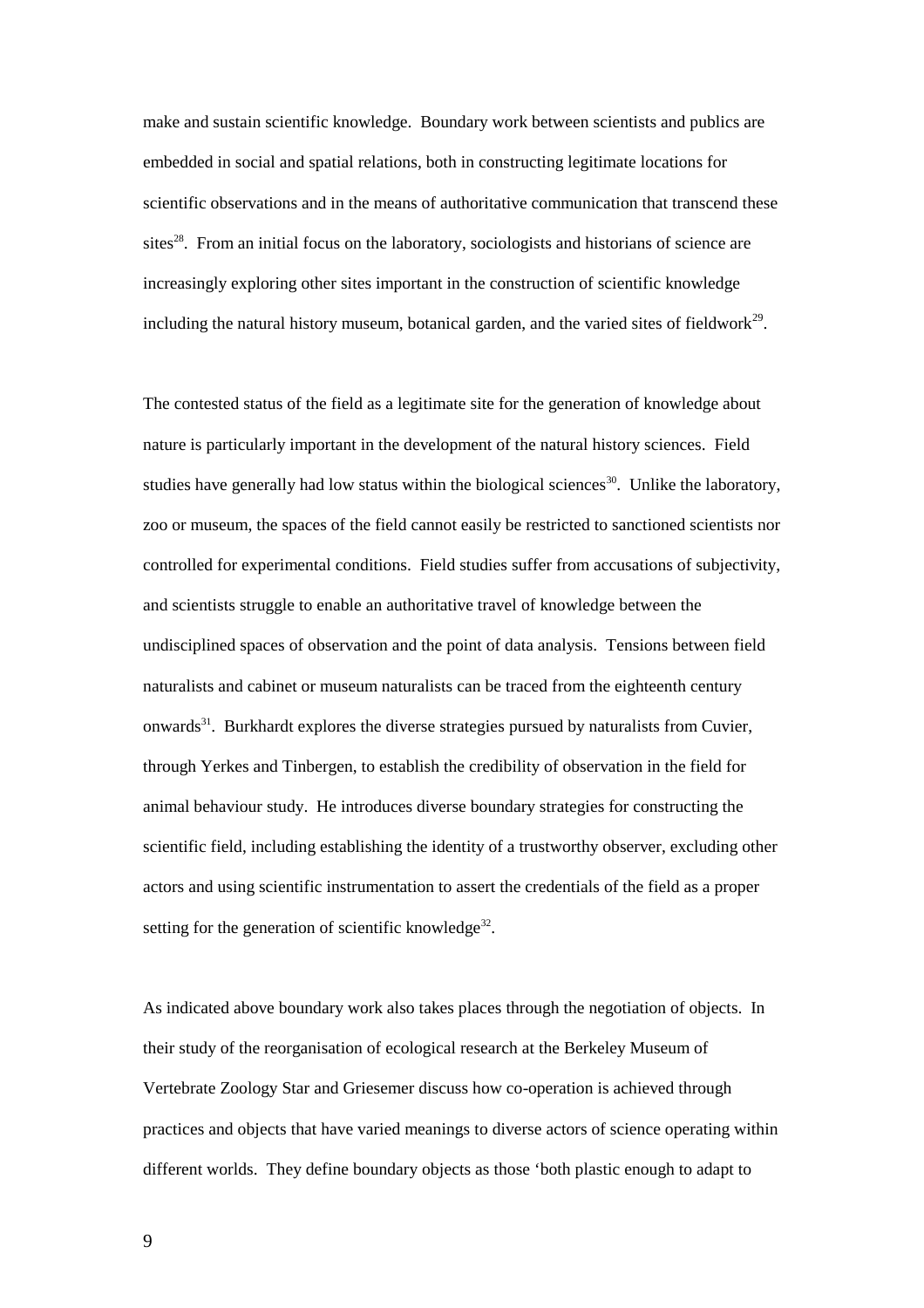make and sustain scientific knowledge. Boundary work between scientists and publics are embedded in social and spatial relations, both in constructing legitimate locations for scientific observations and in the means of authoritative communication that transcend these sites[28]. From an initial focus on the laboratory, sociologists and historians of science are increasingly exploring other sites important in the construction of scientific knowledge including the natural history museum, botanical garden, and the varied sites of fieldwork[29].

The contested status of the field as a legitimate site for the generation of knowledge about nature is particularly important in the development of the natural history sciences. Field studies have generally had low status within the biological sciences[30]. Unlike the laboratory, zoo or museum, the spaces of the field cannot easily be restricted to sanctioned scientists nor controlled for experimental conditions. Field studies suffer from accusations of subjectivity, and scientists struggle to enable an authoritative travel of knowledge between the undisciplined spaces of observation and the point of data analysis. Tensions between field naturalists and cabinet or museum naturalists can be traced from the eighteenth century onwards[31]. Burkhardt explores the diverse strategies pursued by naturalists from Cuvier, through Yerkes and Tinbergen, to establish the credibility of observation in the field for animal behaviour study. He introduces diverse boundary strategies for constructing the scientific field, including establishing the identity of a trustworthy observer, excluding other actors and using scientific instrumentation to assert the credentials of the field as a proper setting for the generation of scientific knowledge[32].

As indicated above boundary work also takes places through the negotiation of objects. In their study of the reorganisation of ecological research at the Berkeley Museum of Vertebrate Zoology Star and Griesemer discuss how co-operation is achieved through practices and objects that have varied meanings to diverse actors of science operating within different worlds. They define boundary objects as those 'both plastic enough to adapt to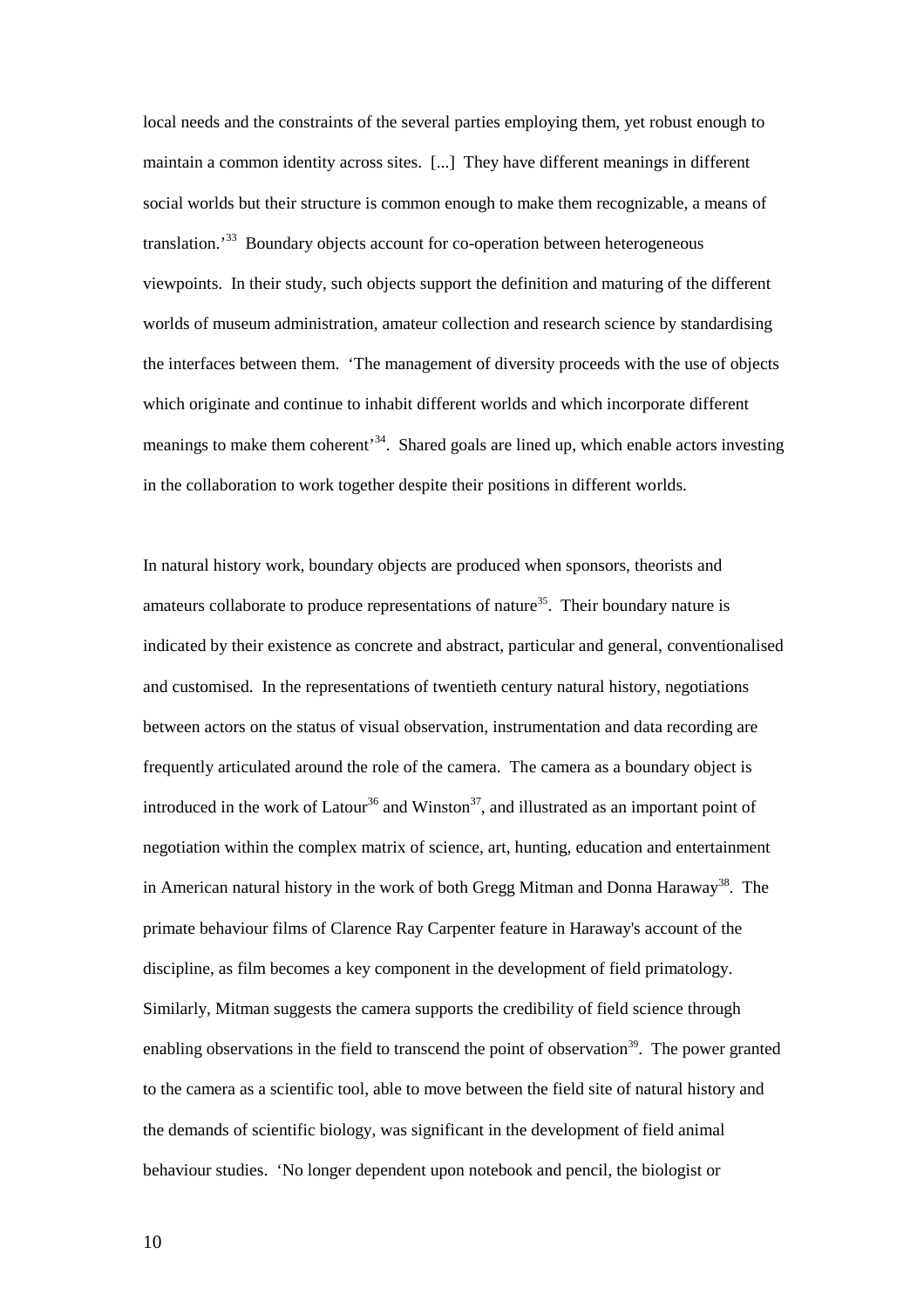local needs and the constraints of the several parties employing them, yet robust enough to maintain a common identity across sites. [...] They have different meanings in different social worlds but their structure is common enough to make them recognizable, a means of translation.'[33] Boundary objects account for co-operation between heterogeneous viewpoints. In their study, such objects support the definition and maturing of the different worlds of museum administration, amateur collection and research science by standardising the interfaces between them. 'The management of diversity proceeds with the use of objects which originate and continue to inhabit different worlds and which incorporate different meanings to make them coherent'[34]. Shared goals are lined up, which enable actors investing in the collaboration to work together despite their positions in different worlds.

In natural history work, boundary objects are produced when sponsors, theorists and amateurs collaborate to produce representations of nature[35]. Their boundary nature is indicated by their existence as concrete and abstract, particular and general, conventionalised and customised. In the representations of twentieth century natural history, negotiations between actors on the status of visual observation, instrumentation and data recording are frequently articulated around the role of the camera. The camera as a boundary object is introduced in the work of Latour[36] and Winston[37], and illustrated as an important point of negotiation within the complex matrix of science, art, hunting, education and entertainment in American natural history in the work of both Gregg Mitman and Donna Haraway[38]. The primate behaviour films of Clarence Ray Carpenter feature in Haraway's account of the discipline, as film becomes a key component in the development of field primatology. Similarly, Mitman suggests the camera supports the credibility of field science through enabling observations in the field to transcend the point of observation[39]. The power granted to the camera as a scientific tool, able to move between the field site of natural history and the demands of scientific biology, was significant in the development of field animal behaviour studies. 'No longer dependent upon notebook and pencil, the biologist or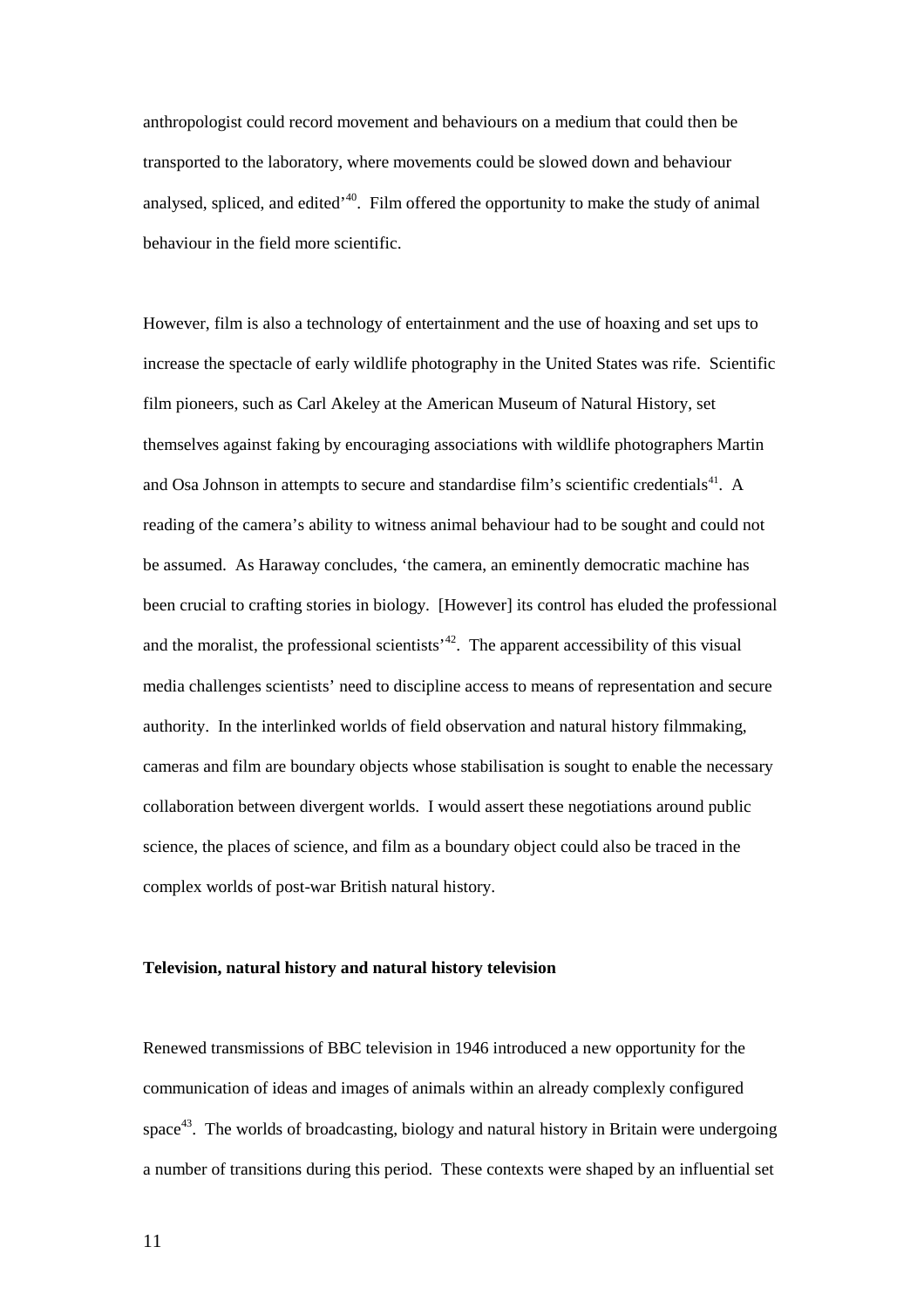anthropologist could record movement and behaviours on a medium that could then be transported to the laboratory, where movements could be slowed down and behaviour analysed, spliced, and edited'[40]. Film offered the opportunity to make the study of animal behaviour in the field more scientific.

However, film is also a technology of entertainment and the use of hoaxing and set ups to increase the spectacle of early wildlife photography in the United States was rife. Scientific film pioneers, such as Carl Akeley at the American Museum of Natural History, set themselves against faking by encouraging associations with wildlife photographers Martin and Osa Johnson in attempts to secure and standardise film's scientific credentials[41]. A reading of the camera's ability to witness animal behaviour had to be sought and could not be assumed. As Haraway concludes, 'the camera, an eminently democratic machine has been crucial to crafting stories in biology. [However] its control has eluded the professional and the moralist, the professional scientists'[42]. The apparent accessibility of this visual media challenges scientists' need to discipline access to means of representation and secure authority. In the interlinked worlds of field observation and natural history filmmaking, cameras and film are boundary objects whose stabilisation is sought to enable the necessary collaboration between divergent worlds. I would assert these negotiations around public science, the places of science, and film as a boundary object could also be traced in the complex worlds of post-war British natural history.

**Television, natural history and natural history television**

Renewed transmissions of BBC television in 1946 introduced a new opportunity for the communication of ideas and images of animals within an already complexly configured space[43]. The worlds of broadcasting, biology and natural history in Britain were undergoing a number of transitions during this period. These contexts were shaped by an influential set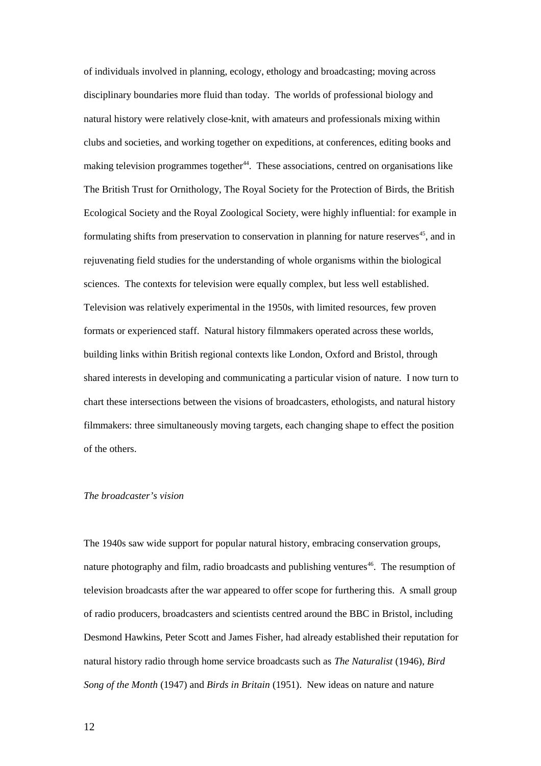of individuals involved in planning, ecology, ethology and broadcasting; moving across disciplinary boundaries more fluid than today. The worlds of professional biology and natural history were relatively close-knit, with amateurs and professionals mixing within clubs and societies, and working together on expeditions, at conferences, editing books and making television programmes together[44]. These associations, centred on organisations like The British Trust for Ornithology, The Royal Society for the Protection of Birds, the British Ecological Society and the Royal Zoological Society, were highly influential: for example in formulating shifts from preservation to conservation in planning for nature reserves[45], and in rejuvenating field studies for the understanding of whole organisms within the biological sciences. The contexts for television were equally complex, but less well established. Television was relatively experimental in the 1950s, with limited resources, few proven formats or experienced staff. Natural history filmmakers operated across these worlds, building links within British regional contexts like London, Oxford and Bristol, through shared interests in developing and communicating a particular vision of nature. I now turn to chart these intersections between the visions of broadcasters, ethologists, and natural history filmmakers: three simultaneously moving targets, each changing shape to effect the position of the others.

*The broadcaster's vision*

The 1940s saw wide support for popular natural history, embracing conservation groups, nature photography and film, radio broadcasts and publishing ventures[46]. The resumption of television broadcasts after the war appeared to offer scope for furthering this. A small group of radio producers, broadcasters and scientists centred around the BBC in Bristol, including Desmond Hawkins, Peter Scott and James Fisher, had already established their reputation for natural history radio through home service broadcasts such as *The Naturalist* (1946), *Bird Song of the Month* (1947) and *Birds in Britain* (1951). New ideas on nature and nature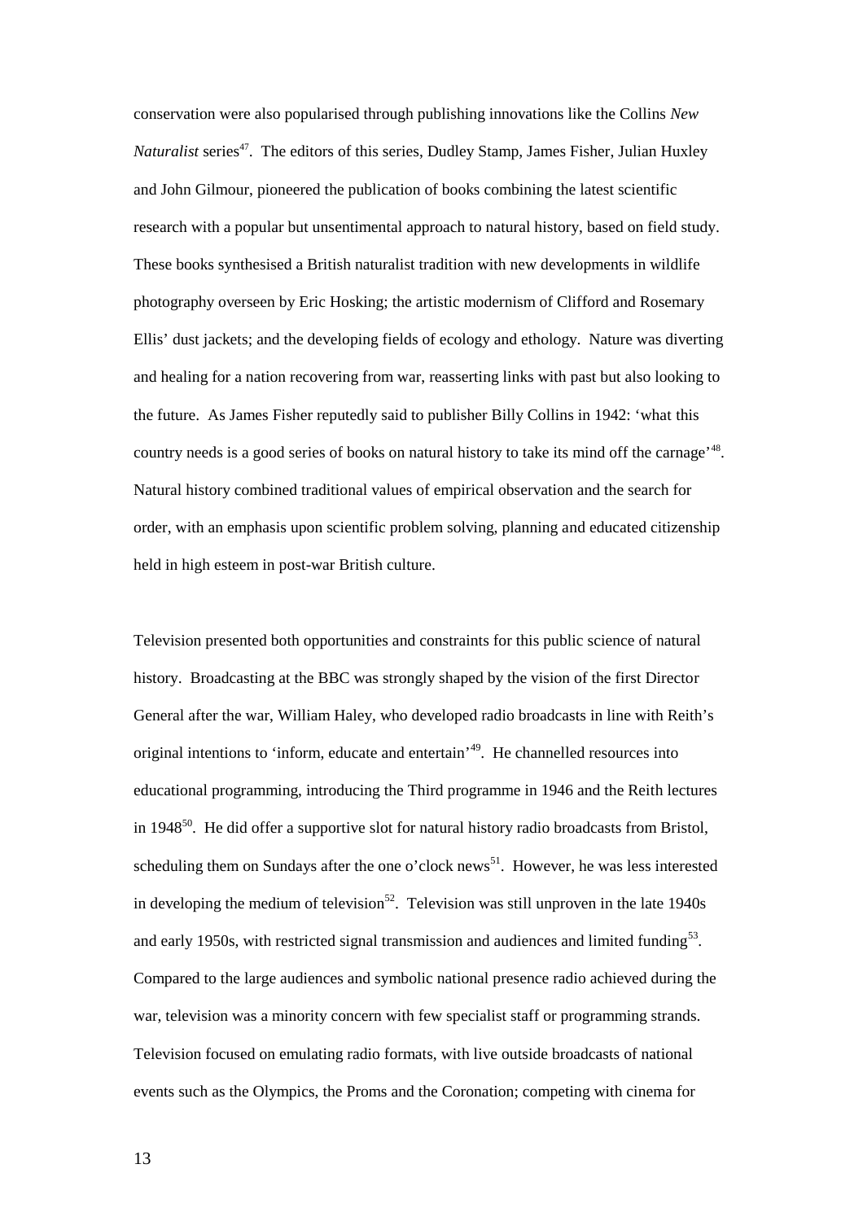conservation were also popularised through publishing innovations like the Collins *New Naturalist* series[47]. The editors of this series, Dudley Stamp, James Fisher, Julian Huxley and John Gilmour, pioneered the publication of books combining the latest scientific research with a popular but unsentimental approach to natural history, based on field study. These books synthesised a British naturalist tradition with new developments in wildlife photography overseen by Eric Hosking; the artistic modernism of Clifford and Rosemary Ellis' dust jackets; and the developing fields of ecology and ethology. Nature was diverting and healing for a nation recovering from war, reasserting links with past but also looking to the future. As James Fisher reputedly said to publisher Billy Collins in 1942: 'what this country needs is a good series of books on natural history to take its mind off the carnage'[48]. Natural history combined traditional values of empirical observation and the search for order, with an emphasis upon scientific problem solving, planning and educated citizenship held in high esteem in post-war British culture.

Television presented both opportunities and constraints for this public science of natural history. Broadcasting at the BBC was strongly shaped by the vision of the first Director General after the war, William Haley, who developed radio broadcasts in line with Reith's original intentions to 'inform, educate and entertain'[49]. He channelled resources into educational programming, introducing the Third programme in 1946 and the Reith lectures in 1948[50]. He did offer a supportive slot for natural history radio broadcasts from Bristol, scheduling them on Sundays after the one o'clock news[51]. However, he was less interested in developing the medium of television[52]. Television was still unproven in the late 1940s and early 1950s, with restricted signal transmission and audiences and limited funding[53]. Compared to the large audiences and symbolic national presence radio achieved during the war, television was a minority concern with few specialist staff or programming strands. Television focused on emulating radio formats, with live outside broadcasts of national events such as the Olympics, the Proms and the Coronation; competing with cinema for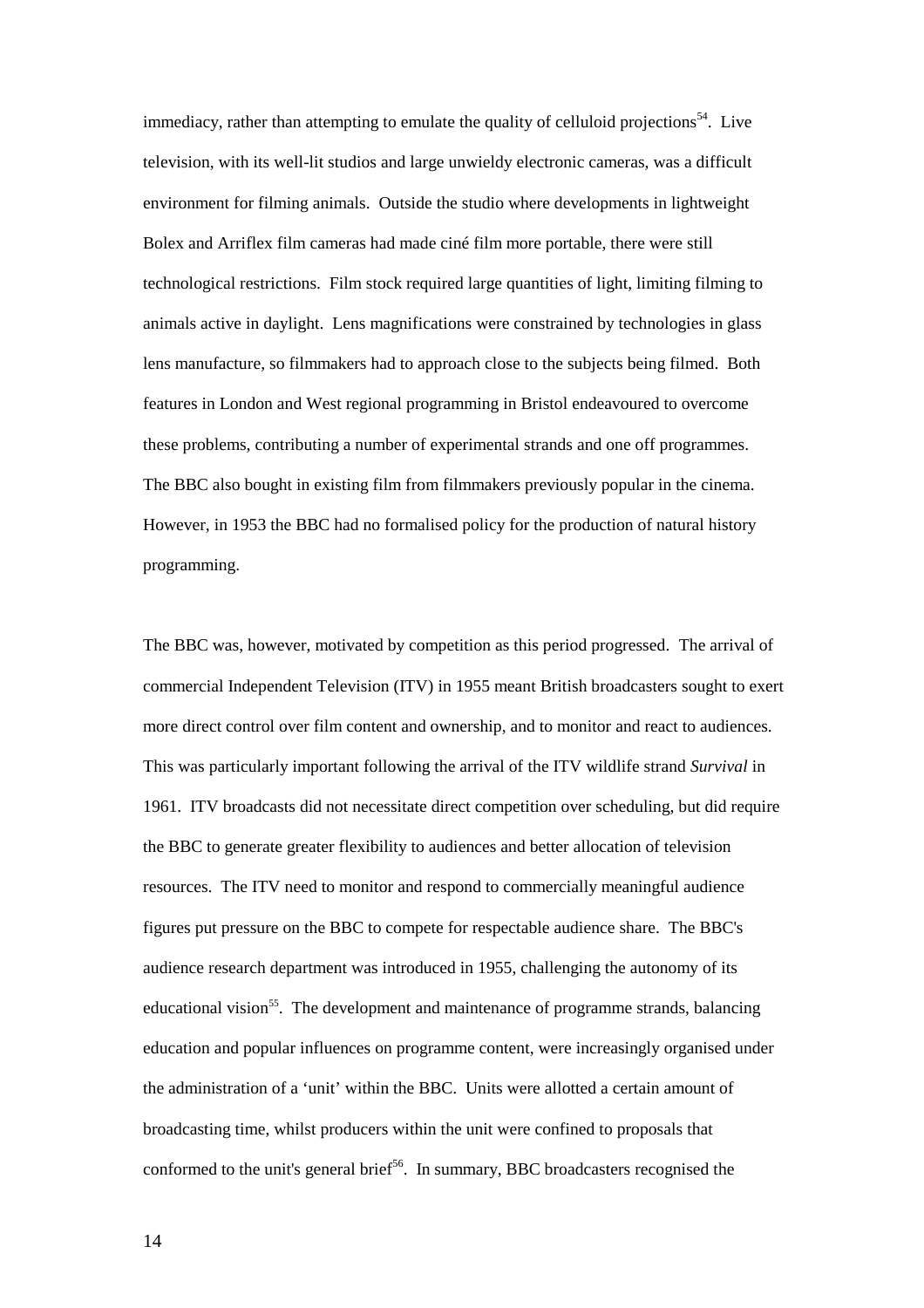immediacy, rather than attempting to emulate the quality of celluloid projections[54]. Live television, with its well-lit studios and large unwieldy electronic cameras, was a difficult environment for filming animals. Outside the studio where developments in lightweight Bolex and Arriflex film cameras had made ciné film more portable, there were still technological restrictions. Film stock required large quantities of light, limiting filming to animals active in daylight. Lens magnifications were constrained by technologies in glass lens manufacture, so filmmakers had to approach close to the subjects being filmed. Both features in London and West regional programming in Bristol endeavoured to overcome these problems, contributing a number of experimental strands and one off programmes. The BBC also bought in existing film from filmmakers previously popular in the cinema. However, in 1953 the BBC had no formalised policy for the production of natural history programming.

The BBC was, however, motivated by competition as this period progressed. The arrival of commercial Independent Television (ITV) in 1955 meant British broadcasters sought to exert more direct control over film content and ownership, and to monitor and react to audiences. This was particularly important following the arrival of the ITV wildlife strand *Survival* in 1961. ITV broadcasts did not necessitate direct competition over scheduling, but did require the BBC to generate greater flexibility to audiences and better allocation of television resources. The ITV need to monitor and respond to commercially meaningful audience figures put pressure on the BBC to compete for respectable audience share. The BBC's audience research department was introduced in 1955, challenging the autonomy of its educational vision[55]. The development and maintenance of programme strands, balancing education and popular influences on programme content, were increasingly organised under the administration of a 'unit' within the BBC. Units were allotted a certain amount of broadcasting time, whilst producers within the unit were confined to proposals that conformed to the unit's general brief[56]. In summary, BBC broadcasters recognised the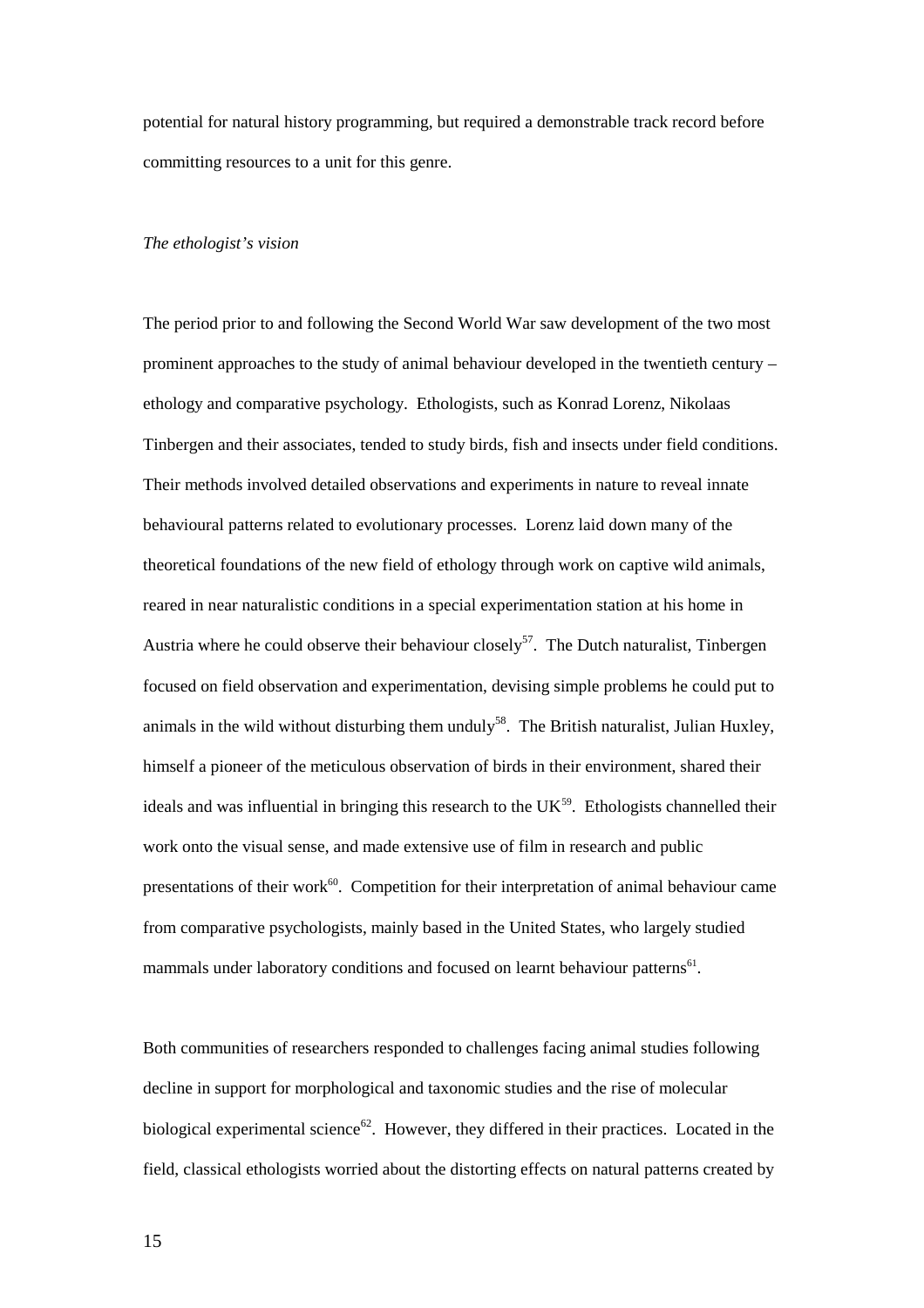potential for natural history programming, but required a demonstrable track record before committing resources to a unit for this genre.

*The ethologist's vision*

The period prior to and following the Second World War saw development of the two most prominent approaches to the study of animal behaviour developed in the twentieth century – ethology and comparative psychology. Ethologists, such as Konrad Lorenz, Nikolaas Tinbergen and their associates, tended to study birds, fish and insects under field conditions. Their methods involved detailed observations and experiments in nature to reveal innate behavioural patterns related to evolutionary processes. Lorenz laid down many of the theoretical foundations of the new field of ethology through work on captive wild animals, reared in near naturalistic conditions in a special experimentation station at his home in Austria where he could observe their behaviour closely[57]. The Dutch naturalist, Tinbergen focused on field observation and experimentation, devising simple problems he could put to animals in the wild without disturbing them unduly[58]. The British naturalist, Julian Huxley, himself a pioneer of the meticulous observation of birds in their environment, shared their ideals and was influential in bringing this research to the UK[59]. Ethologists channelled their work onto the visual sense, and made extensive use of film in research and public presentations of their work[60]. Competition for their interpretation of animal behaviour came from comparative psychologists, mainly based in the United States, who largely studied mammals under laboratory conditions and focused on learnt behaviour patterns[61].

Both communities of researchers responded to challenges facing animal studies following decline in support for morphological and taxonomic studies and the rise of molecular biological experimental science[62]. However, they differed in their practices. Located in the field, classical ethologists worried about the distorting effects on natural patterns created by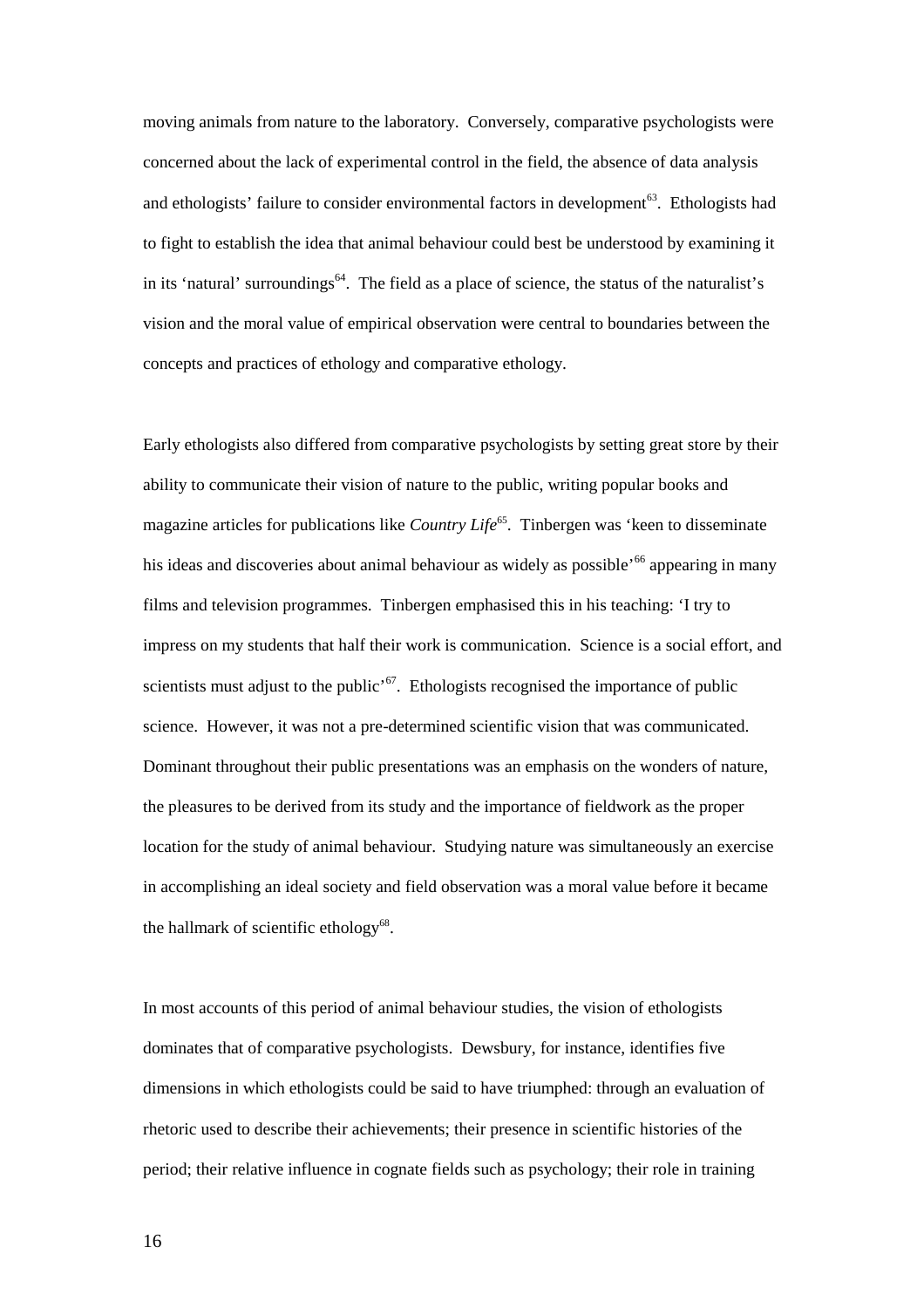moving animals from nature to the laboratory. Conversely, comparative psychologists were concerned about the lack of experimental control in the field, the absence of data analysis and ethologists' failure to consider environmental factors in development[63]. Ethologists had to fight to establish the idea that animal behaviour could best be understood by examining it in its 'natural' surroundings[64]. The field as a place of science, the status of the naturalist's vision and the moral value of empirical observation were central to boundaries between the concepts and practices of ethology and comparative ethology.

Early ethologists also differed from comparative psychologists by setting great store by their ability to communicate their vision of nature to the public, writing popular books and magazine articles for publications like *Country Life*[65]. Tinbergen was 'keen to disseminate his ideas and discoveries about animal behaviour as widely as possible'[66] appearing in many films and television programmes. Tinbergen emphasised this in his teaching: 'I try to impress on my students that half their work is communication. Science is a social effort, and scientists must adjust to the public'[67]. Ethologists recognised the importance of public science. However, it was not a pre-determined scientific vision that was communicated. Dominant throughout their public presentations was an emphasis on the wonders of nature, the pleasures to be derived from its study and the importance of fieldwork as the proper location for the study of animal behaviour. Studying nature was simultaneously an exercise in accomplishing an ideal society and field observation was a moral value before it became the hallmark of scientific ethology[68].

In most accounts of this period of animal behaviour studies, the vision of ethologists dominates that of comparative psychologists. Dewsbury, for instance, identifies five dimensions in which ethologists could be said to have triumphed: through an evaluation of rhetoric used to describe their achievements; their presence in scientific histories of the period; their relative influence in cognate fields such as psychology; their role in training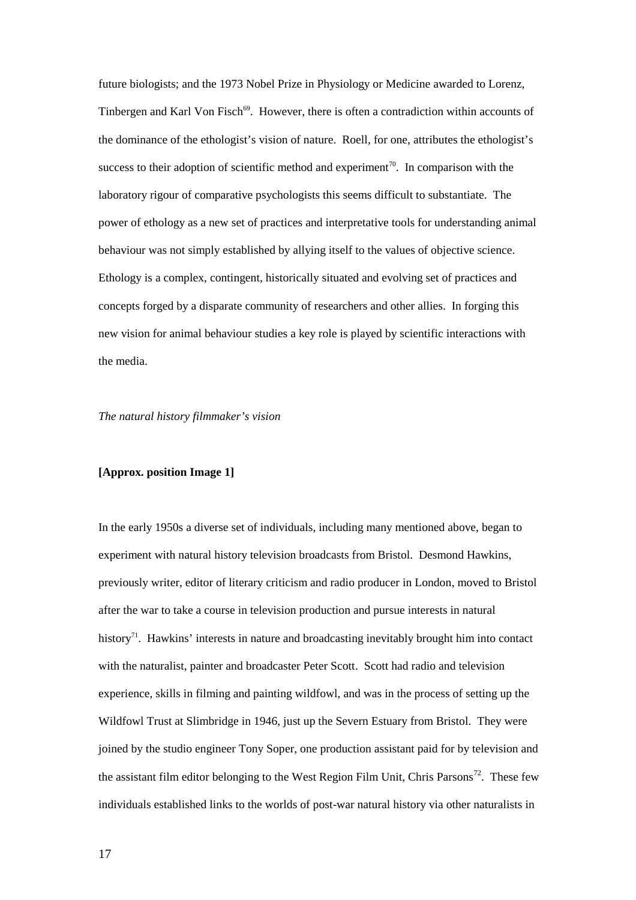future biologists; and the 1973 Nobel Prize in Physiology or Medicine awarded to Lorenz, Tinbergen and Karl Von Fisch[69]. However, there is often a contradiction within accounts of the dominance of the ethologist's vision of nature. Roell, for one, attributes the ethologist's success to their adoption of scientific method and experiment[70]. In comparison with the laboratory rigour of comparative psychologists this seems difficult to substantiate. The power of ethology as a new set of practices and interpretative tools for understanding animal behaviour was not simply established by allying itself to the values of objective science. Ethology is a complex, contingent, historically situated and evolving set of practices and concepts forged by a disparate community of researchers and other allies. In forging this new vision for animal behaviour studies a key role is played by scientific interactions with the media.

*The natural history filmmaker's vision*

**[Approx. position Image 1]**

In the early 1950s a diverse set of individuals, including many mentioned above, began to experiment with natural history television broadcasts from Bristol. Desmond Hawkins, previously writer, editor of literary criticism and radio producer in London, moved to Bristol after the war to take a course in television production and pursue interests in natural history[71]. Hawkins' interests in nature and broadcasting inevitably brought him into contact with the naturalist, painter and broadcaster Peter Scott. Scott had radio and television experience, skills in filming and painting wildfowl, and was in the process of setting up the Wildfowl Trust at Slimbridge in 1946, just up the Severn Estuary from Bristol. They were joined by the studio engineer Tony Soper, one production assistant paid for by television and the assistant film editor belonging to the West Region Film Unit, Chris Parsons[72]. These few individuals established links to the worlds of post-war natural history via other naturalists in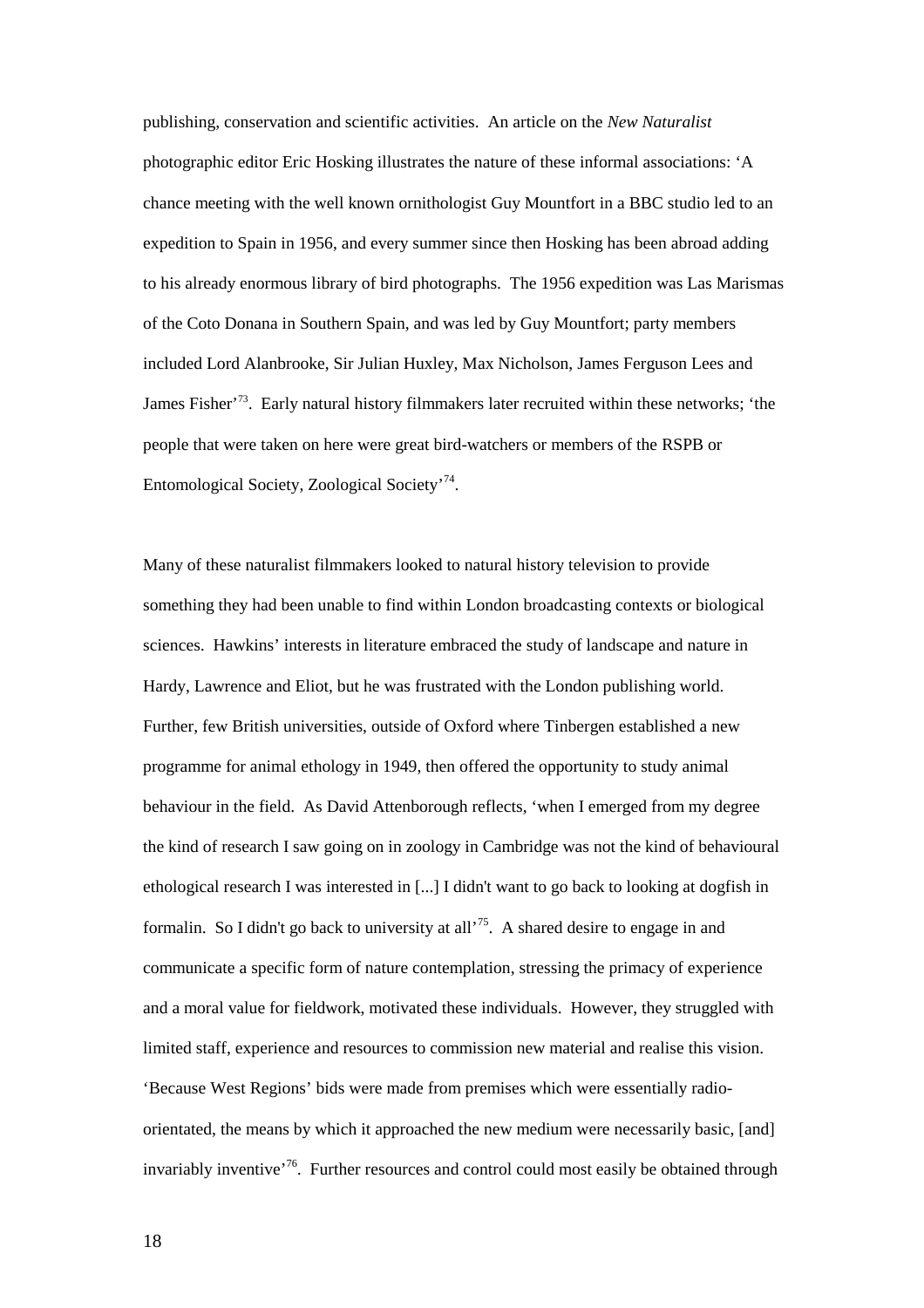publishing, conservation and scientific activities. An article on the *New Naturalist* photographic editor Eric Hosking illustrates the nature of these informal associations: 'A chance meeting with the well known ornithologist Guy Mountfort in a BBC studio led to an expedition to Spain in 1956, and every summer since then Hosking has been abroad adding to his already enormous library of bird photographs. The 1956 expedition was Las Marismas of the Coto Donana in Southern Spain, and was led by Guy Mountfort; party members included Lord Alanbrooke, Sir Julian Huxley, Max Nicholson, James Ferguson Lees and James Fisher'[73]. Early natural history filmmakers later recruited within these networks; 'the people that were taken on here were great bird-watchers or members of the RSPB or Entomological Society, Zoological Society'[74].

Many of these naturalist filmmakers looked to natural history television to provide something they had been unable to find within London broadcasting contexts or biological sciences. Hawkins' interests in literature embraced the study of landscape and nature in Hardy, Lawrence and Eliot, but he was frustrated with the London publishing world. Further, few British universities, outside of Oxford where Tinbergen established a new programme for animal ethology in 1949, then offered the opportunity to study animal behaviour in the field. As David Attenborough reflects, 'when I emerged from my degree the kind of research I saw going on in zoology in Cambridge was not the kind of behavioural ethological research I was interested in [...] I didn't want to go back to looking at dogfish in formalin. So I didn't go back to university at all'[75]. A shared desire to engage in and communicate a specific form of nature contemplation, stressing the primacy of experience and a moral value for fieldwork, motivated these individuals. However, they struggled with limited staff, experience and resources to commission new material and realise this vision. 'Because West Regions' bids were made from premises which were essentially radio-orientated, the means by which it approached the new medium were necessarily basic, [and] invariably inventive'[76]. Further resources and control could most easily be obtained through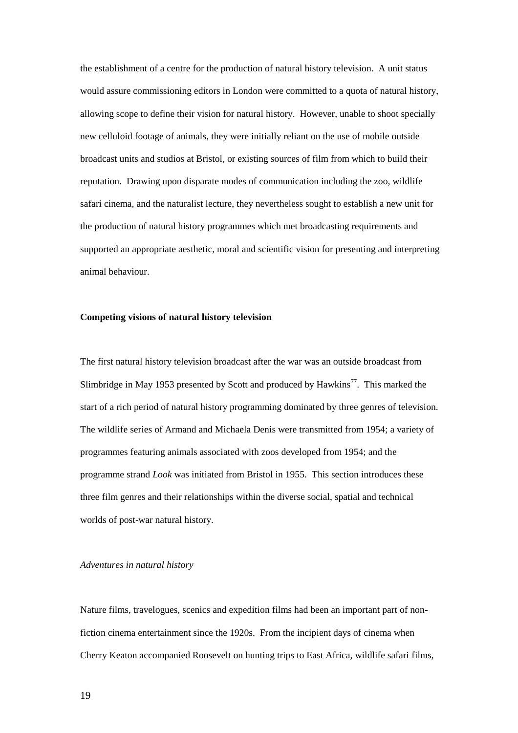the establishment of a centre for the production of natural history television. A unit status would assure commissioning editors in London were committed to a quota of natural history, allowing scope to define their vision for natural history. However, unable to shoot specially new celluloid footage of animals, they were initially reliant on the use of mobile outside broadcast units and studios at Bristol, or existing sources of film from which to build their reputation. Drawing upon disparate modes of communication including the zoo, wildlife safari cinema, and the naturalist lecture, they nevertheless sought to establish a new unit for the production of natural history programmes which met broadcasting requirements and supported an appropriate aesthetic, moral and scientific vision for presenting and interpreting animal behaviour.

## Competing visions of natural history television

The first natural history television broadcast after the war was an outside broadcast from Slimbridge in May 1953 presented by Scott and produced by Hawkins[77]. This marked the start of a rich period of natural history programming dominated by three genres of television. The wildlife series of Armand and Michaela Denis were transmitted from 1954; a variety of programmes featuring animals associated with zoos developed from 1954; and the programme strand *Look* was initiated from Bristol in 1955. This section introduces these three film genres and their relationships within the diverse social, spatial and technical worlds of post-war natural history.

### *Adventures in natural history*

Nature films, travelogues, scenics and expedition films had been an important part of non-fiction cinema entertainment since the 1920s. From the incipient days of cinema when Cherry Keaton accompanied Roosevelt on hunting trips to East Africa, wildlife safari films,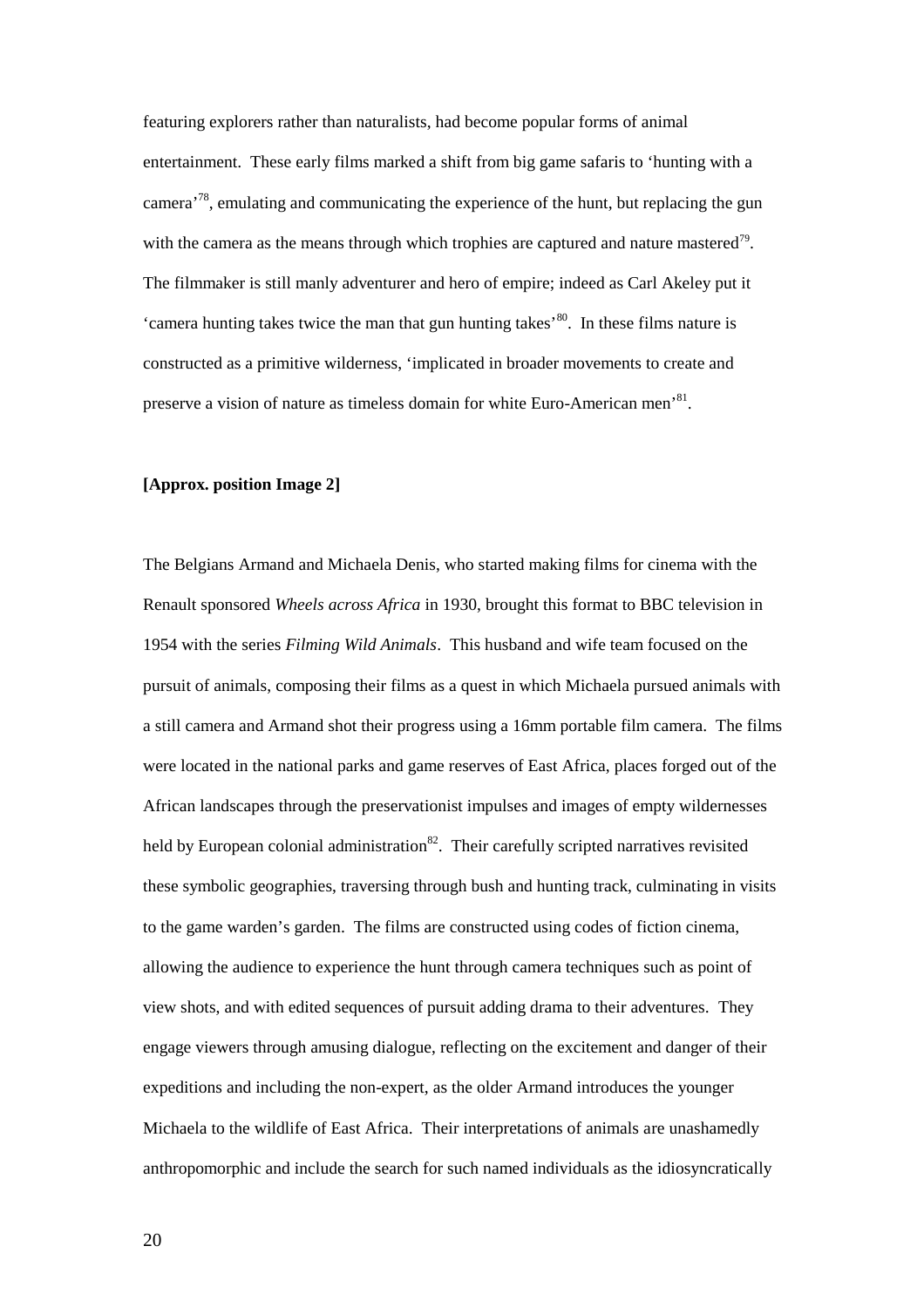featuring explorers rather than naturalists, had become popular forms of animal entertainment. These early films marked a shift from big game safaris to 'hunting with a camera'[78], emulating and communicating the experience of the hunt, but replacing the gun with the camera as the means through which trophies are captured and nature mastered[79]. The filmmaker is still manly adventurer and hero of empire; indeed as Carl Akeley put it 'camera hunting takes twice the man that gun hunting takes'[80]. In these films nature is constructed as a primitive wilderness, 'implicated in broader movements to create and preserve a vision of nature as timeless domain for white Euro-American men'[81].

**[Approx. position Image 2]**

The Belgians Armand and Michaela Denis, who started making films for cinema with the Renault sponsored *Wheels across Africa* in 1930, brought this format to BBC television in 1954 with the series *Filming Wild Animals*. This husband and wife team focused on the pursuit of animals, composing their films as a quest in which Michaela pursued animals with a still camera and Armand shot their progress using a 16mm portable film camera. The films were located in the national parks and game reserves of East Africa, places forged out of the African landscapes through the preservationist impulses and images of empty wildernesses held by European colonial administration[82]. Their carefully scripted narratives revisited these symbolic geographies, traversing through bush and hunting track, culminating in visits to the game warden's garden. The films are constructed using codes of fiction cinema, allowing the audience to experience the hunt through camera techniques such as point of view shots, and with edited sequences of pursuit adding drama to their adventures. They engage viewers through amusing dialogue, reflecting on the excitement and danger of their expeditions and including the non-expert, as the older Armand introduces the younger Michaela to the wildlife of East Africa. Their interpretations of animals are unashamedly anthropomorphic and include the search for such named individuals as the idiosyncratically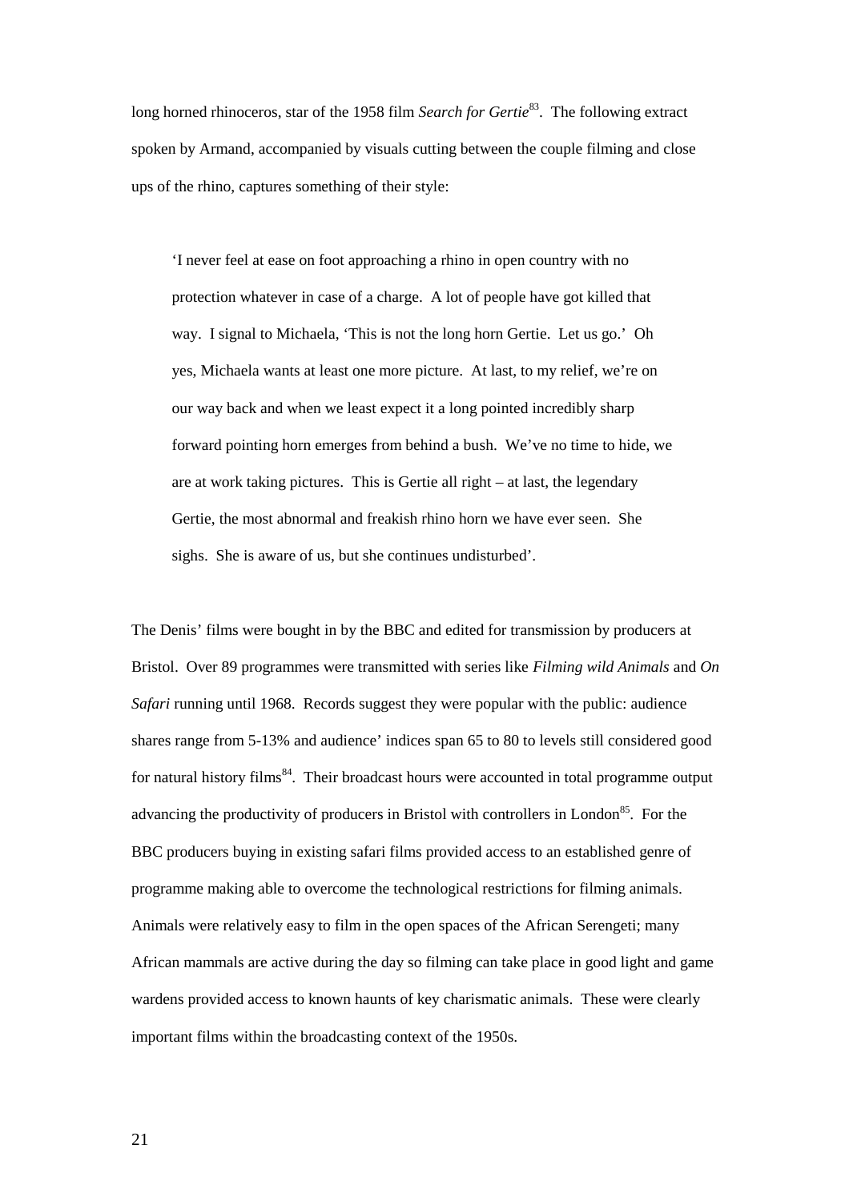long horned rhinoceros, star of the 1958 film *Search for Gertie*[83]. The following extract spoken by Armand, accompanied by visuals cutting between the couple filming and close ups of the rhino, captures something of their style:

> 'I never feel at ease on foot approaching a rhino in open country with no protection whatever in case of a charge. A lot of people have got killed that way. I signal to Michaela, 'This is not the long horn Gertie. Let us go.' Oh yes, Michaela wants at least one more picture. At last, to my relief, we're on our way back and when we least expect it a long pointed incredibly sharp forward pointing horn emerges from behind a bush. We've no time to hide, we are at work taking pictures. This is Gertie all right – at last, the legendary Gertie, the most abnormal and freakish rhino horn we have ever seen. She sighs. She is aware of us, but she continues undisturbed'.

The Denis' films were bought in by the BBC and edited for transmission by producers at Bristol. Over 89 programmes were transmitted with series like *Filming wild Animals* and *On Safari* running until 1968. Records suggest they were popular with the public: audience shares range from 5-13% and audience' indices span 65 to 80 to levels still considered good for natural history films[84]. Their broadcast hours were accounted in total programme output advancing the productivity of producers in Bristol with controllers in London[85]. For the BBC producers buying in existing safari films provided access to an established genre of programme making able to overcome the technological restrictions for filming animals. Animals were relatively easy to film in the open spaces of the African Serengeti; many African mammals are active during the day so filming can take place in good light and game wardens provided access to known haunts of key charismatic animals. These were clearly important films within the broadcasting context of the 1950s.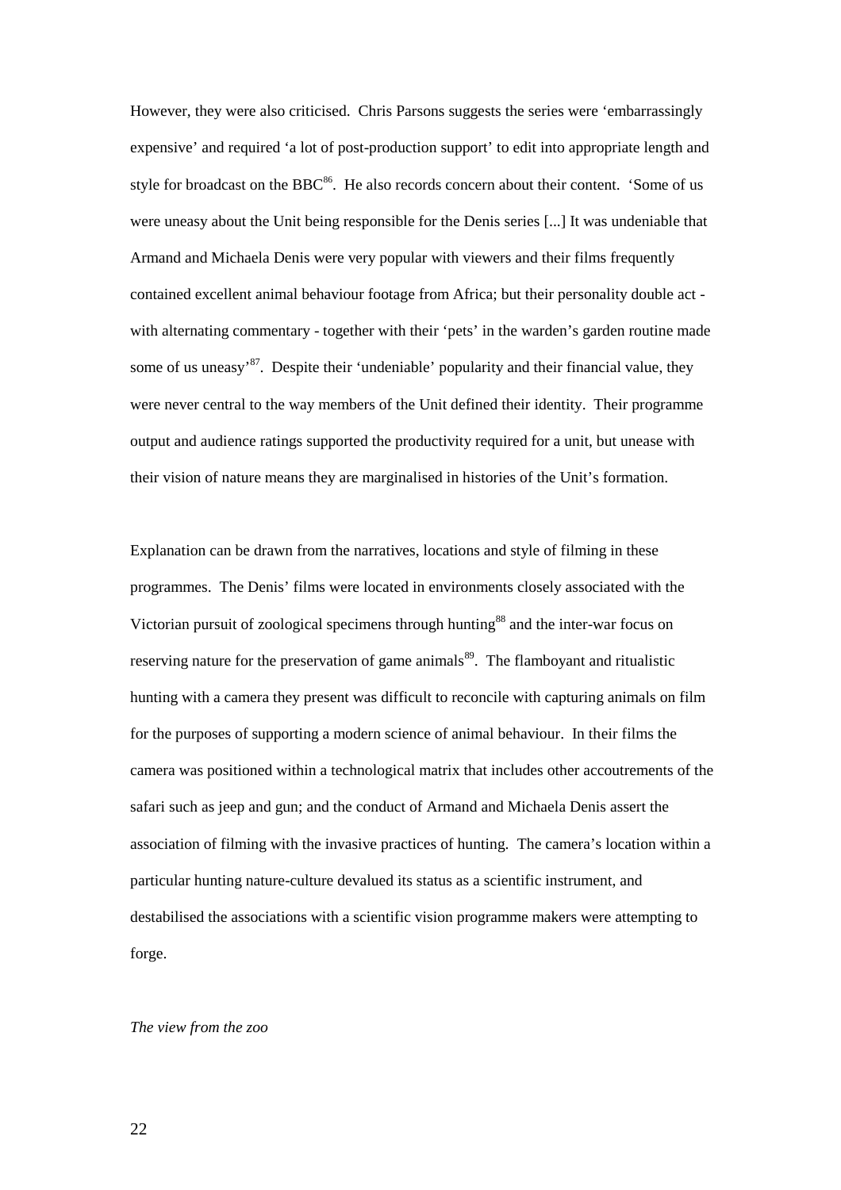However, they were also criticised. Chris Parsons suggests the series were 'embarrassingly expensive' and required 'a lot of post-production support' to edit into appropriate length and style for broadcast on the BBC[86]. He also records concern about their content. 'Some of us were uneasy about the Unit being responsible for the Denis series [...] It was undeniable that Armand and Michaela Denis were very popular with viewers and their films frequently contained excellent animal behaviour footage from Africa; but their personality double act - with alternating commentary - together with their 'pets' in the warden's garden routine made some of us uneasy'[87]. Despite their 'undeniable' popularity and their financial value, they were never central to the way members of the Unit defined their identity. Their programme output and audience ratings supported the productivity required for a unit, but unease with their vision of nature means they are marginalised in histories of the Unit's formation.

Explanation can be drawn from the narratives, locations and style of filming in these programmes. The Denis' films were located in environments closely associated with the Victorian pursuit of zoological specimens through hunting[88] and the inter-war focus on reserving nature for the preservation of game animals[89]. The flamboyant and ritualistic hunting with a camera they present was difficult to reconcile with capturing animals on film for the purposes of supporting a modern science of animal behaviour. In their films the camera was positioned within a technological matrix that includes other accoutrements of the safari such as jeep and gun; and the conduct of Armand and Michaela Denis assert the association of filming with the invasive practices of hunting. The camera's location within a particular hunting nature-culture devalued its status as a scientific instrument, and destabilised the associations with a scientific vision programme makers were attempting to forge.

*The view from the zoo*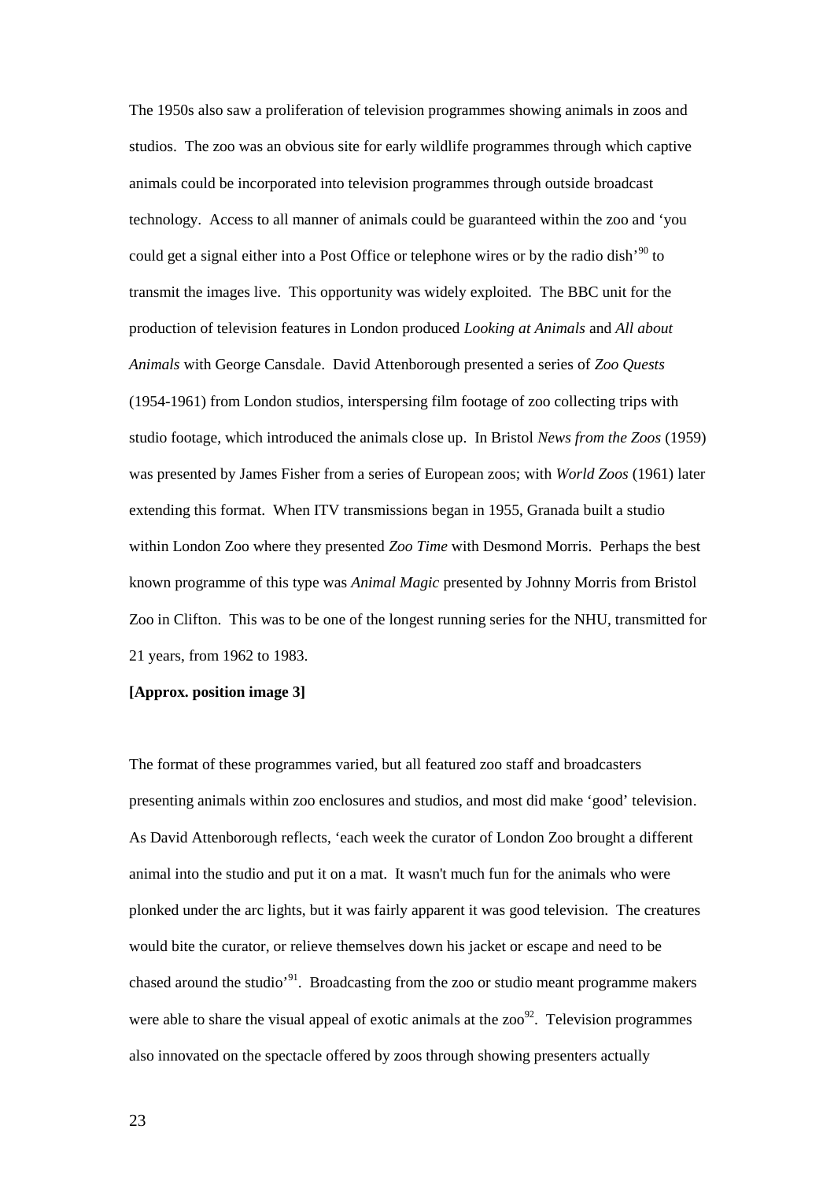The 1950s also saw a proliferation of television programmes showing animals in zoos and studios. The zoo was an obvious site for early wildlife programmes through which captive animals could be incorporated into television programmes through outside broadcast technology. Access to all manner of animals could be guaranteed within the zoo and 'you could get a signal either into a Post Office or telephone wires or by the radio dish'[90] to transmit the images live. This opportunity was widely exploited. The BBC unit for the production of television features in London produced *Looking at Animals* and *All about Animals* with George Cansdale. David Attenborough presented a series of *Zoo Quests* (1954-1961) from London studios, interspersing film footage of zoo collecting trips with studio footage, which introduced the animals close up. In Bristol *News from the Zoos* (1959) was presented by James Fisher from a series of European zoos; with *World Zoos* (1961) later extending this format. When ITV transmissions began in 1955, Granada built a studio within London Zoo where they presented *Zoo Time* with Desmond Morris. Perhaps the best known programme of this type was *Animal Magic* presented by Johnny Morris from Bristol Zoo in Clifton. This was to be one of the longest running series for the NHU, transmitted for 21 years, from 1962 to 1983.

**[Approx. position image 3]**

The format of these programmes varied, but all featured zoo staff and broadcasters presenting animals within zoo enclosures and studios, and most did make 'good' television. As David Attenborough reflects, 'each week the curator of London Zoo brought a different animal into the studio and put it on a mat. It wasn't much fun for the animals who were plonked under the arc lights, but it was fairly apparent it was good television. The creatures would bite the curator, or relieve themselves down his jacket or escape and need to be chased around the studio'[91]. Broadcasting from the zoo or studio meant programme makers were able to share the visual appeal of exotic animals at the zoo[92]. Television programmes also innovated on the spectacle offered by zoos through showing presenters actually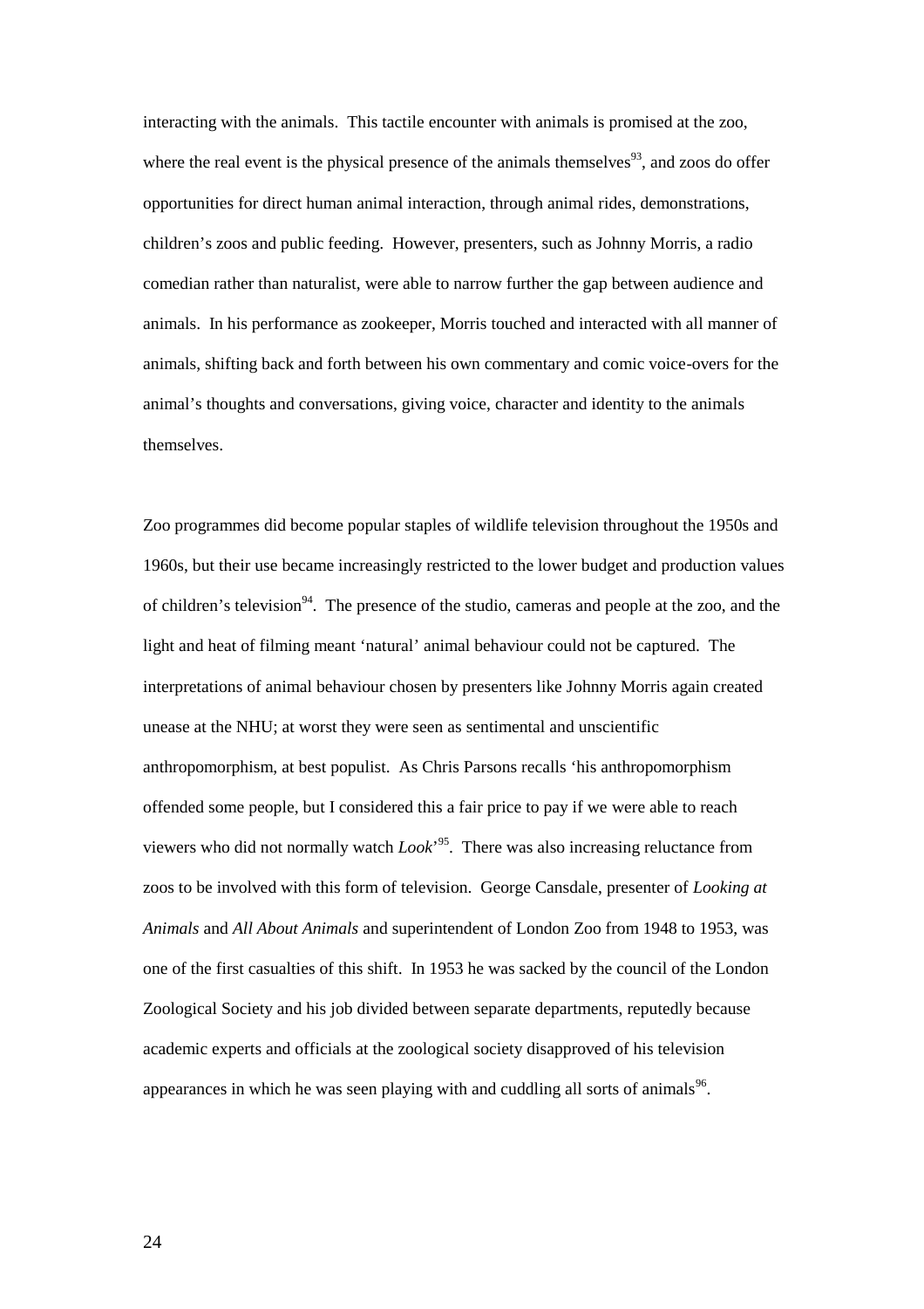interacting with the animals. This tactile encounter with animals is promised at the zoo, where the real event is the physical presence of the animals themselves[93], and zoos do offer opportunities for direct human animal interaction, through animal rides, demonstrations, children's zoos and public feeding. However, presenters, such as Johnny Morris, a radio comedian rather than naturalist, were able to narrow further the gap between audience and animals. In his performance as zookeeper, Morris touched and interacted with all manner of animals, shifting back and forth between his own commentary and comic voice-overs for the animal's thoughts and conversations, giving voice, character and identity to the animals themselves.

Zoo programmes did become popular staples of wildlife television throughout the 1950s and 1960s, but their use became increasingly restricted to the lower budget and production values of children's television[94]. The presence of the studio, cameras and people at the zoo, and the light and heat of filming meant 'natural' animal behaviour could not be captured. The interpretations of animal behaviour chosen by presenters like Johnny Morris again created unease at the NHU; at worst they were seen as sentimental and unscientific anthropomorphism, at best populist. As Chris Parsons recalls 'his anthropomorphism offended some people, but I considered this a fair price to pay if we were able to reach viewers who did not normally watch *Look*'[95]. There was also increasing reluctance from zoos to be involved with this form of television. George Cansdale, presenter of *Looking at Animals* and *All About Animals* and superintendent of London Zoo from 1948 to 1953, was one of the first casualties of this shift. In 1953 he was sacked by the council of the London Zoological Society and his job divided between separate departments, reputedly because academic experts and officials at the zoological society disapproved of his television appearances in which he was seen playing with and cuddling all sorts of animals[96].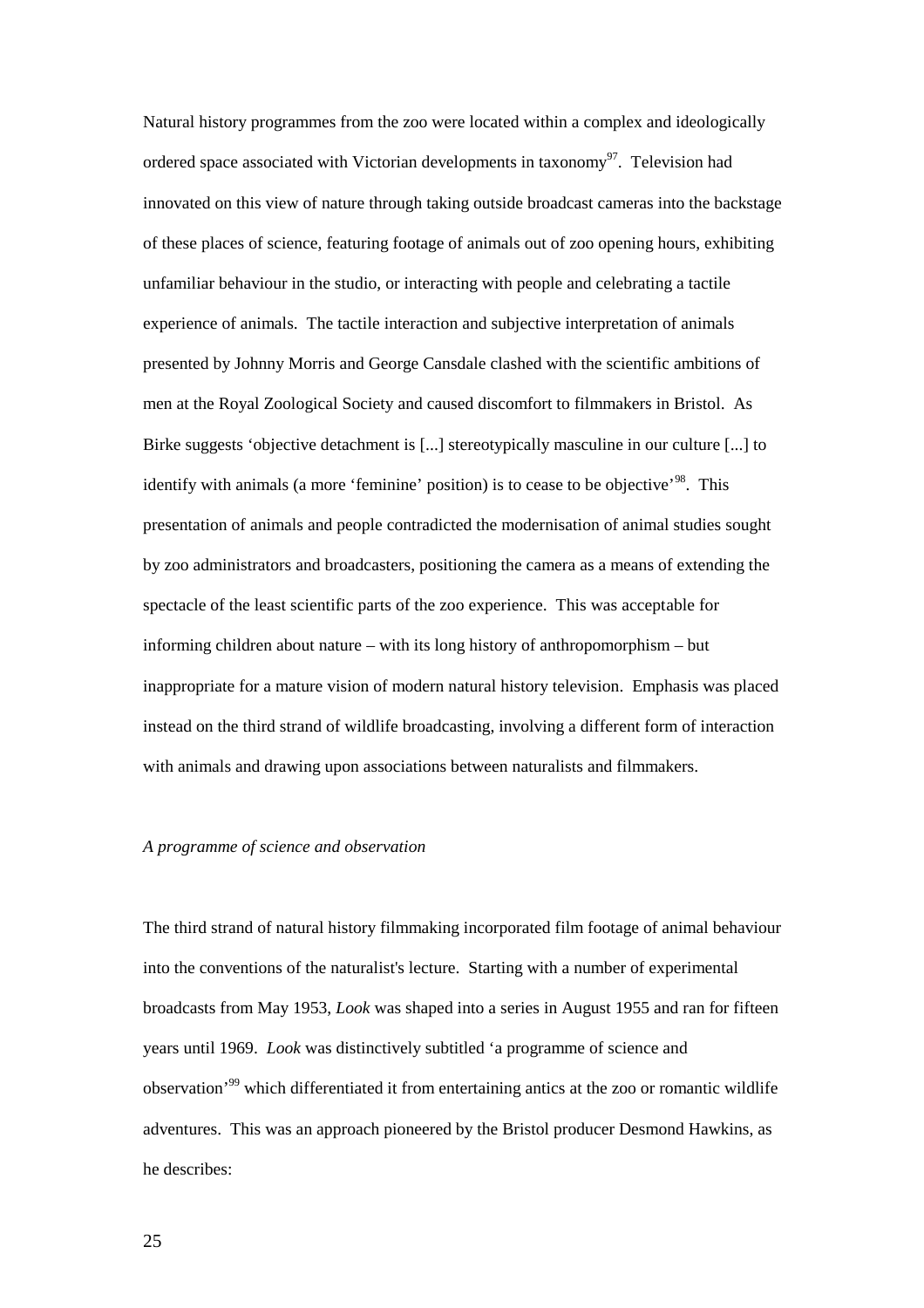Natural history programmes from the zoo were located within a complex and ideologically ordered space associated with Victorian developments in taxonomy[97]. Television had innovated on this view of nature through taking outside broadcast cameras into the backstage of these places of science, featuring footage of animals out of zoo opening hours, exhibiting unfamiliar behaviour in the studio, or interacting with people and celebrating a tactile experience of animals. The tactile interaction and subjective interpretation of animals presented by Johnny Morris and George Cansdale clashed with the scientific ambitions of men at the Royal Zoological Society and caused discomfort to filmmakers in Bristol. As Birke suggests 'objective detachment is [...] stereotypically masculine in our culture [...] to identify with animals (a more 'feminine' position) is to cease to be objective'[98]. This presentation of animals and people contradicted the modernisation of animal studies sought by zoo administrators and broadcasters, positioning the camera as a means of extending the spectacle of the least scientific parts of the zoo experience. This was acceptable for informing children about nature – with its long history of anthropomorphism – but inappropriate for a mature vision of modern natural history television. Emphasis was placed instead on the third strand of wildlife broadcasting, involving a different form of interaction with animals and drawing upon associations between naturalists and filmmakers.

### *A programme of science and observation*

The third strand of natural history filmmaking incorporated film footage of animal behaviour into the conventions of the naturalist's lecture. Starting with a number of experimental broadcasts from May 1953, *Look* was shaped into a series in August 1955 and ran for fifteen years until 1969. *Look* was distinctively subtitled 'a programme of science and observation'[99] which differentiated it from entertaining antics at the zoo or romantic wildlife adventures. This was an approach pioneered by the Bristol producer Desmond Hawkins, as he describes: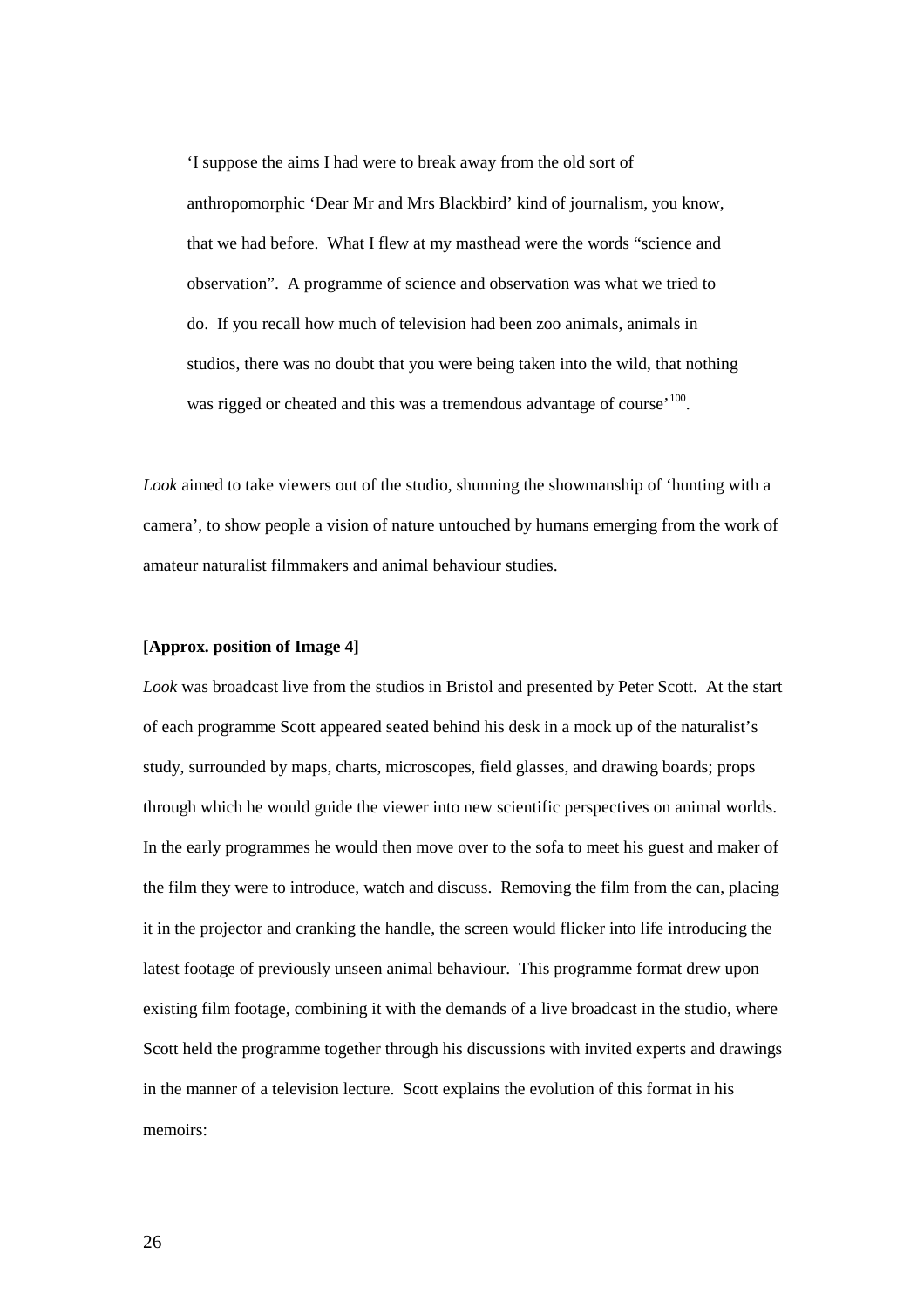> 'I suppose the aims I had were to break away from the old sort of anthropomorphic 'Dear Mr and Mrs Blackbird' kind of journalism, you know, that we had before. What I flew at my masthead were the words "science and observation". A programme of science and observation was what we tried to do. If you recall how much of television had been zoo animals, animals in studios, there was no doubt that you were being taken into the wild, that nothing was rigged or cheated and this was a tremendous advantage of course'[100].

*Look* aimed to take viewers out of the studio, shunning the showmanship of 'hunting with a camera', to show people a vision of nature untouched by humans emerging from the work of amateur naturalist filmmakers and animal behaviour studies.

**[Approx. position of Image 4]**

*Look* was broadcast live from the studios in Bristol and presented by Peter Scott. At the start of each programme Scott appeared seated behind his desk in a mock up of the naturalist's study, surrounded by maps, charts, microscopes, field glasses, and drawing boards; props through which he would guide the viewer into new scientific perspectives on animal worlds. In the early programmes he would then move over to the sofa to meet his guest and maker of the film they were to introduce, watch and discuss. Removing the film from the can, placing it in the projector and cranking the handle, the screen would flicker into life introducing the latest footage of previously unseen animal behaviour. This programme format drew upon existing film footage, combining it with the demands of a live broadcast in the studio, where Scott held the programme together through his discussions with invited experts and drawings in the manner of a television lecture. Scott explains the evolution of this format in his memoirs: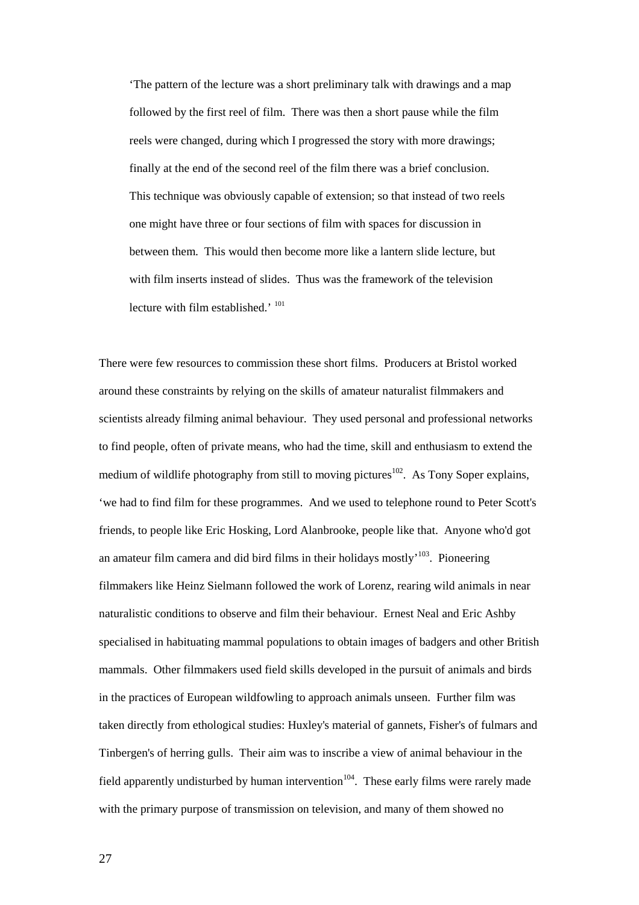> 'The pattern of the lecture was a short preliminary talk with drawings and a map followed by the first reel of film. There was then a short pause while the film reels were changed, during which I progressed the story with more drawings; finally at the end of the second reel of the film there was a brief conclusion. This technique was obviously capable of extension; so that instead of two reels one might have three or four sections of film with spaces for discussion in between them. This would then become more like a lantern slide lecture, but with film inserts instead of slides. Thus was the framework of the television lecture with film established.' [101]

There were few resources to commission these short films. Producers at Bristol worked around these constraints by relying on the skills of amateur naturalist filmmakers and scientists already filming animal behaviour. They used personal and professional networks to find people, often of private means, who had the time, skill and enthusiasm to extend the medium of wildlife photography from still to moving pictures[102]. As Tony Soper explains, 'we had to find film for these programmes. And we used to telephone round to Peter Scott's friends, to people like Eric Hosking, Lord Alanbrooke, people like that. Anyone who'd got an amateur film camera and did bird films in their holidays mostly'[103]. Pioneering filmmakers like Heinz Sielmann followed the work of Lorenz, rearing wild animals in near naturalistic conditions to observe and film their behaviour. Ernest Neal and Eric Ashby specialised in habituating mammal populations to obtain images of badgers and other British mammals. Other filmmakers used field skills developed in the pursuit of animals and birds in the practices of European wildfowling to approach animals unseen. Further film was taken directly from ethological studies: Huxley's material of gannets, Fisher's of fulmars and Tinbergen's of herring gulls. Their aim was to inscribe a view of animal behaviour in the field apparently undisturbed by human intervention[104]. These early films were rarely made with the primary purpose of transmission on television, and many of them showed no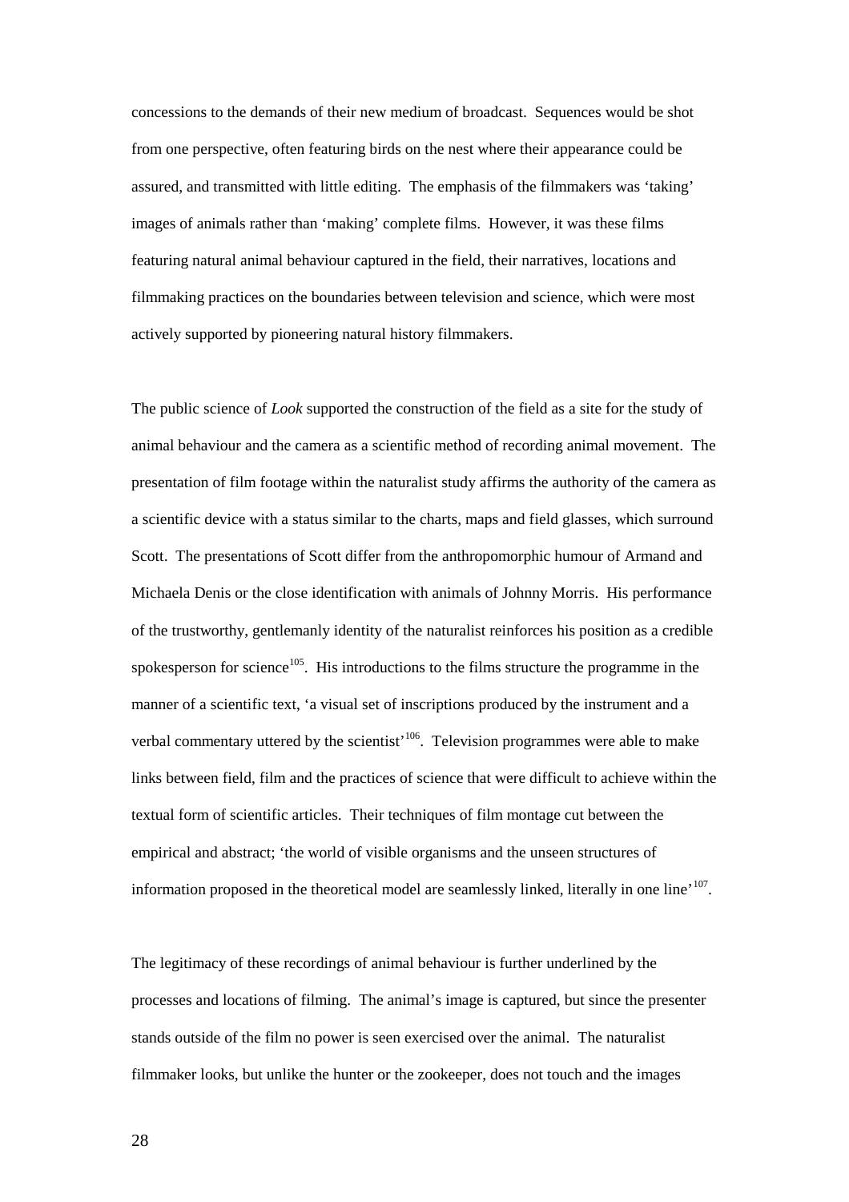concessions to the demands of their new medium of broadcast. Sequences would be shot from one perspective, often featuring birds on the nest where their appearance could be assured, and transmitted with little editing. The emphasis of the filmmakers was 'taking' images of animals rather than 'making' complete films. However, it was these films featuring natural animal behaviour captured in the field, their narratives, locations and filmmaking practices on the boundaries between television and science, which were most actively supported by pioneering natural history filmmakers.

The public science of *Look* supported the construction of the field as a site for the study of animal behaviour and the camera as a scientific method of recording animal movement. The presentation of film footage within the naturalist study affirms the authority of the camera as a scientific device with a status similar to the charts, maps and field glasses, which surround Scott. The presentations of Scott differ from the anthropomorphic humour of Armand and Michaela Denis or the close identification with animals of Johnny Morris. His performance of the trustworthy, gentlemanly identity of the naturalist reinforces his position as a credible spokesperson for science[105]. His introductions to the films structure the programme in the manner of a scientific text, 'a visual set of inscriptions produced by the instrument and a verbal commentary uttered by the scientist'[106]. Television programmes were able to make links between field, film and the practices of science that were difficult to achieve within the textual form of scientific articles. Their techniques of film montage cut between the empirical and abstract; 'the world of visible organisms and the unseen structures of information proposed in the theoretical model are seamlessly linked, literally in one line'[107].

The legitimacy of these recordings of animal behaviour is further underlined by the processes and locations of filming. The animal's image is captured, but since the presenter stands outside of the film no power is seen exercised over the animal. The naturalist filmmaker looks, but unlike the hunter or the zookeeper, does not touch and the images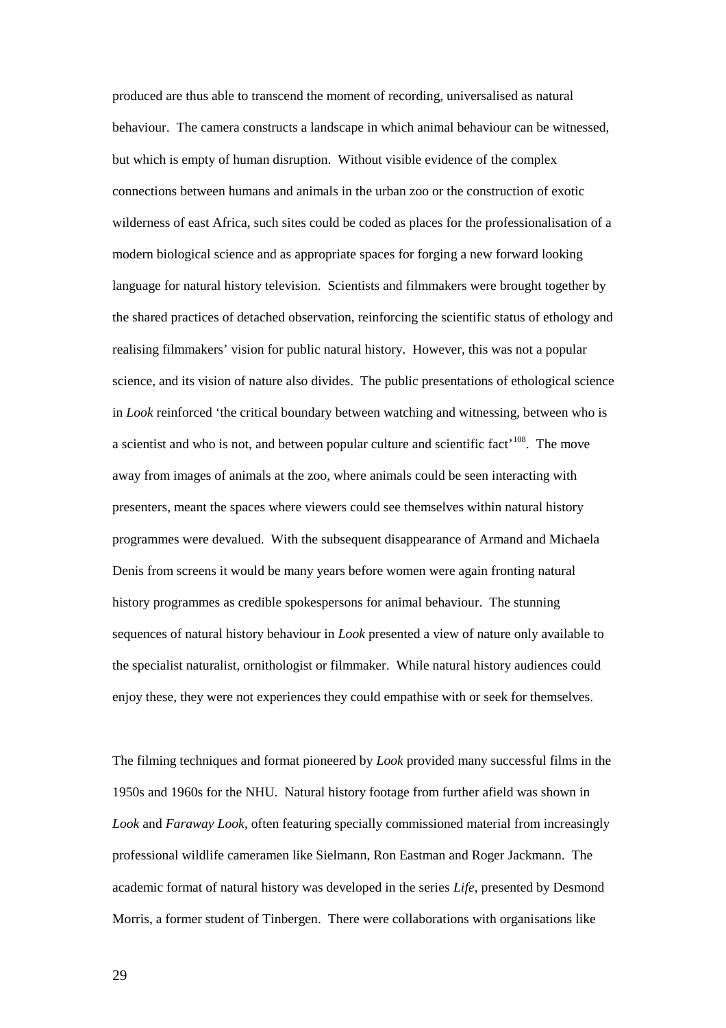produced are thus able to transcend the moment of recording, universalised as natural behaviour. The camera constructs a landscape in which animal behaviour can be witnessed, but which is empty of human disruption. Without visible evidence of the complex connections between humans and animals in the urban zoo or the construction of exotic wilderness of east Africa, such sites could be coded as places for the professionalisation of a modern biological science and as appropriate spaces for forging a new forward looking language for natural history television. Scientists and filmmakers were brought together by the shared practices of detached observation, reinforcing the scientific status of ethology and realising filmmakers' vision for public natural history. However, this was not a popular science, and its vision of nature also divides. The public presentations of ethological science in *Look* reinforced 'the critical boundary between watching and witnessing, between who is a scientist and who is not, and between popular culture and scientific fact'[108]. The move away from images of animals at the zoo, where animals could be seen interacting with presenters, meant the spaces where viewers could see themselves within natural history programmes were devalued. With the subsequent disappearance of Armand and Michaela Denis from screens it would be many years before women were again fronting natural history programmes as credible spokespersons for animal behaviour. The stunning sequences of natural history behaviour in *Look* presented a view of nature only available to the specialist naturalist, ornithologist or filmmaker. While natural history audiences could enjoy these, they were not experiences they could empathise with or seek for themselves.

The filming techniques and format pioneered by *Look* provided many successful films in the 1950s and 1960s for the NHU. Natural history footage from further afield was shown in *Look* and *Faraway Look*, often featuring specially commissioned material from increasingly professional wildlife cameramen like Sielmann, Ron Eastman and Roger Jackmann. The academic format of natural history was developed in the series *Life*, presented by Desmond Morris, a former student of Tinbergen. There were collaborations with organisations like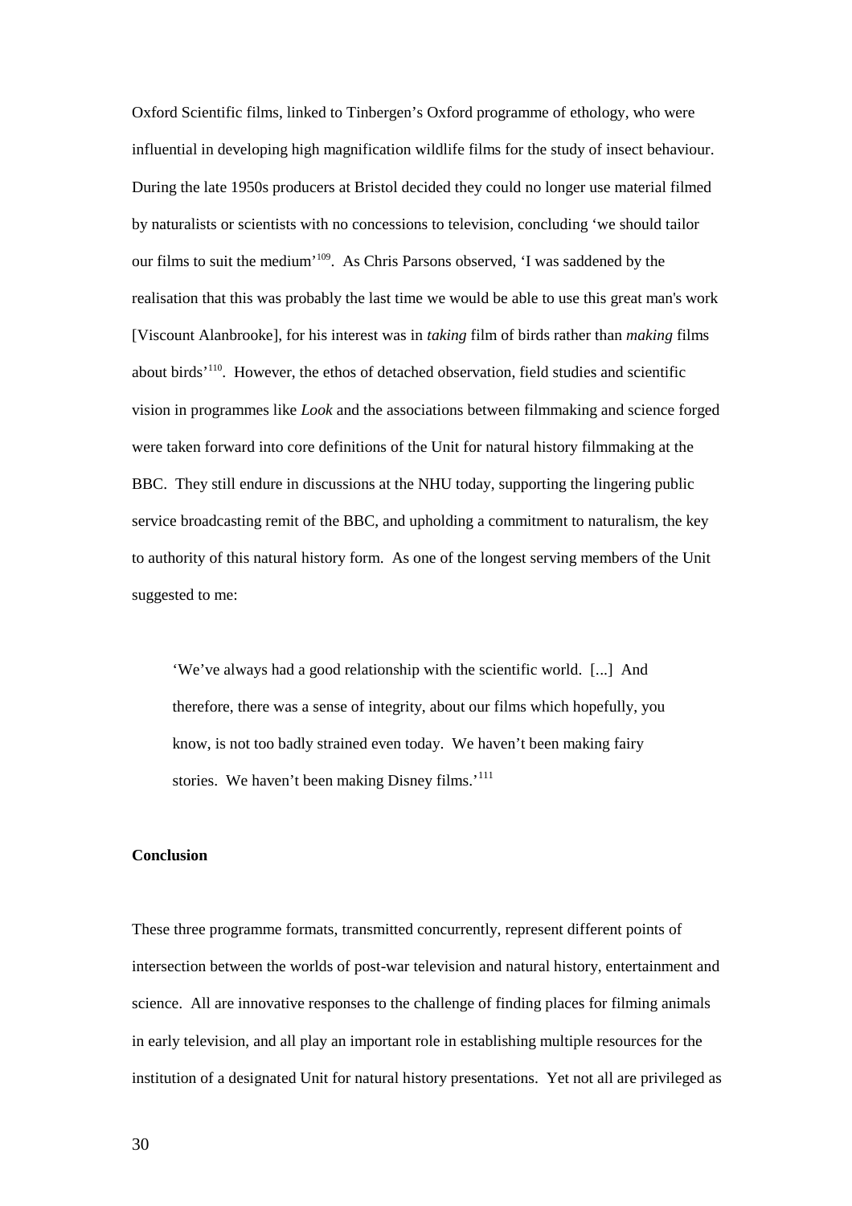Oxford Scientific films, linked to Tinbergen's Oxford programme of ethology, who were influential in developing high magnification wildlife films for the study of insect behaviour. During the late 1950s producers at Bristol decided they could no longer use material filmed by naturalists or scientists with no concessions to television, concluding 'we should tailor our films to suit the medium'[109]. As Chris Parsons observed, 'I was saddened by the realisation that this was probably the last time we would be able to use this great man's work [Viscount Alanbrooke], for his interest was in *taking* film of birds rather than *making* films about birds'[110]. However, the ethos of detached observation, field studies and scientific vision in programmes like *Look* and the associations between filmmaking and science forged were taken forward into core definitions of the Unit for natural history filmmaking at the BBC. They still endure in discussions at the NHU today, supporting the lingering public service broadcasting remit of the BBC, and upholding a commitment to naturalism, the key to authority of this natural history form. As one of the longest serving members of the Unit suggested to me:

> 'We've always had a good relationship with the scientific world. [...] And therefore, there was a sense of integrity, about our films which hopefully, you know, is not too badly strained even today. We haven't been making fairy stories. We haven't been making Disney films.'[111]

**Conclusion**

These three programme formats, transmitted concurrently, represent different points of intersection between the worlds of post-war television and natural history, entertainment and science. All are innovative responses to the challenge of finding places for filming animals in early television, and all play an important role in establishing multiple resources for the institution of a designated Unit for natural history presentations. Yet not all are privileged as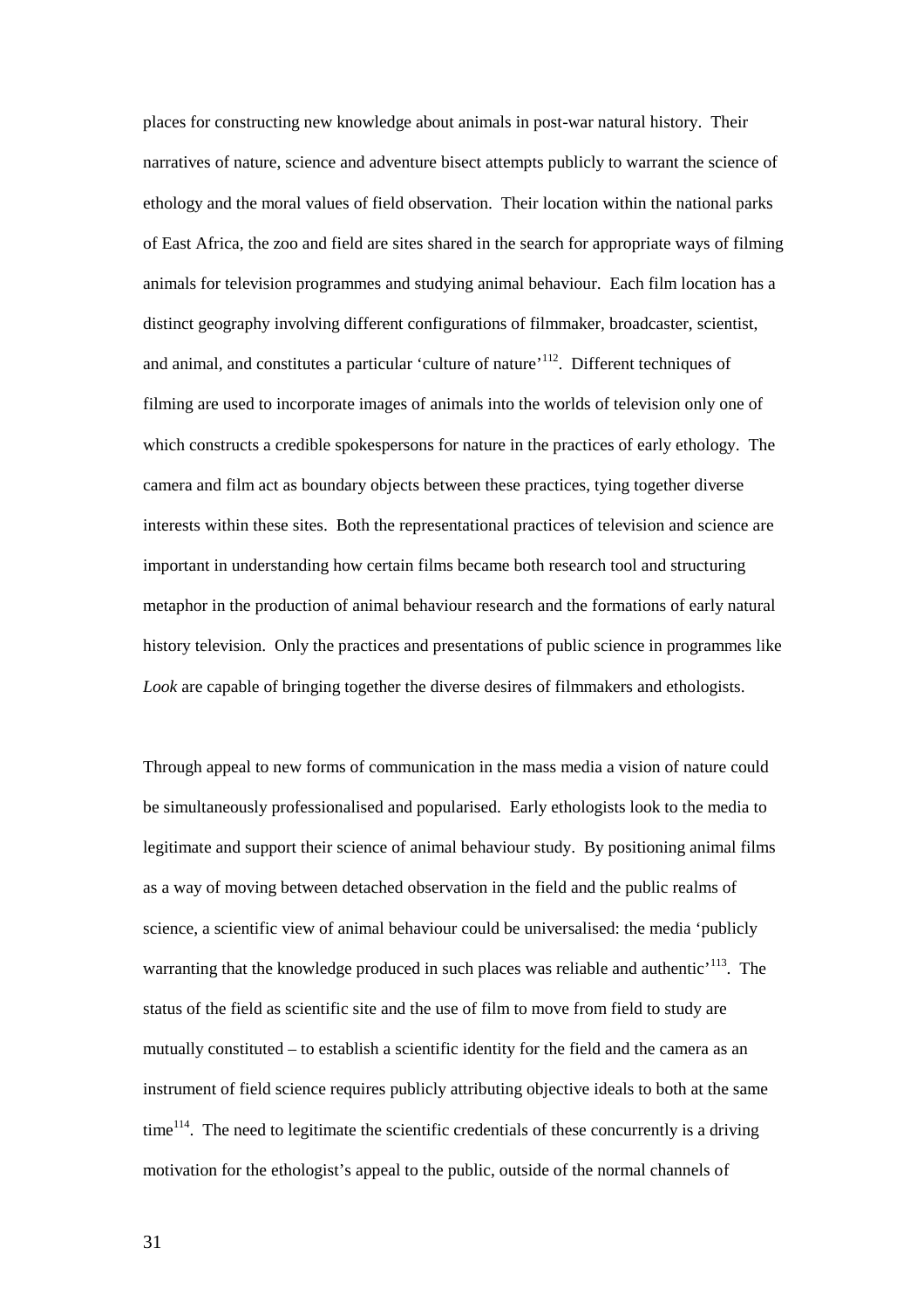places for constructing new knowledge about animals in post-war natural history. Their narratives of nature, science and adventure bisect attempts publicly to warrant the science of ethology and the moral values of field observation. Their location within the national parks of East Africa, the zoo and field are sites shared in the search for appropriate ways of filming animals for television programmes and studying animal behaviour. Each film location has a distinct geography involving different configurations of filmmaker, broadcaster, scientist, and animal, and constitutes a particular 'culture of nature'[112]. Different techniques of filming are used to incorporate images of animals into the worlds of television only one of which constructs a credible spokespersons for nature in the practices of early ethology. The camera and film act as boundary objects between these practices, tying together diverse interests within these sites. Both the representational practices of television and science are important in understanding how certain films became both research tool and structuring metaphor in the production of animal behaviour research and the formations of early natural history television. Only the practices and presentations of public science in programmes like *Look* are capable of bringing together the diverse desires of filmmakers and ethologists.

Through appeal to new forms of communication in the mass media a vision of nature could be simultaneously professionalised and popularised. Early ethologists look to the media to legitimate and support their science of animal behaviour study. By positioning animal films as a way of moving between detached observation in the field and the public realms of science, a scientific view of animal behaviour could be universalised: the media 'publicly warranting that the knowledge produced in such places was reliable and authentic'[113]. The status of the field as scientific site and the use of film to move from field to study are mutually constituted – to establish a scientific identity for the field and the camera as an instrument of field science requires publicly attributing objective ideals to both at the same time[114]. The need to legitimate the scientific credentials of these concurrently is a driving motivation for the ethologist's appeal to the public, outside of the normal channels of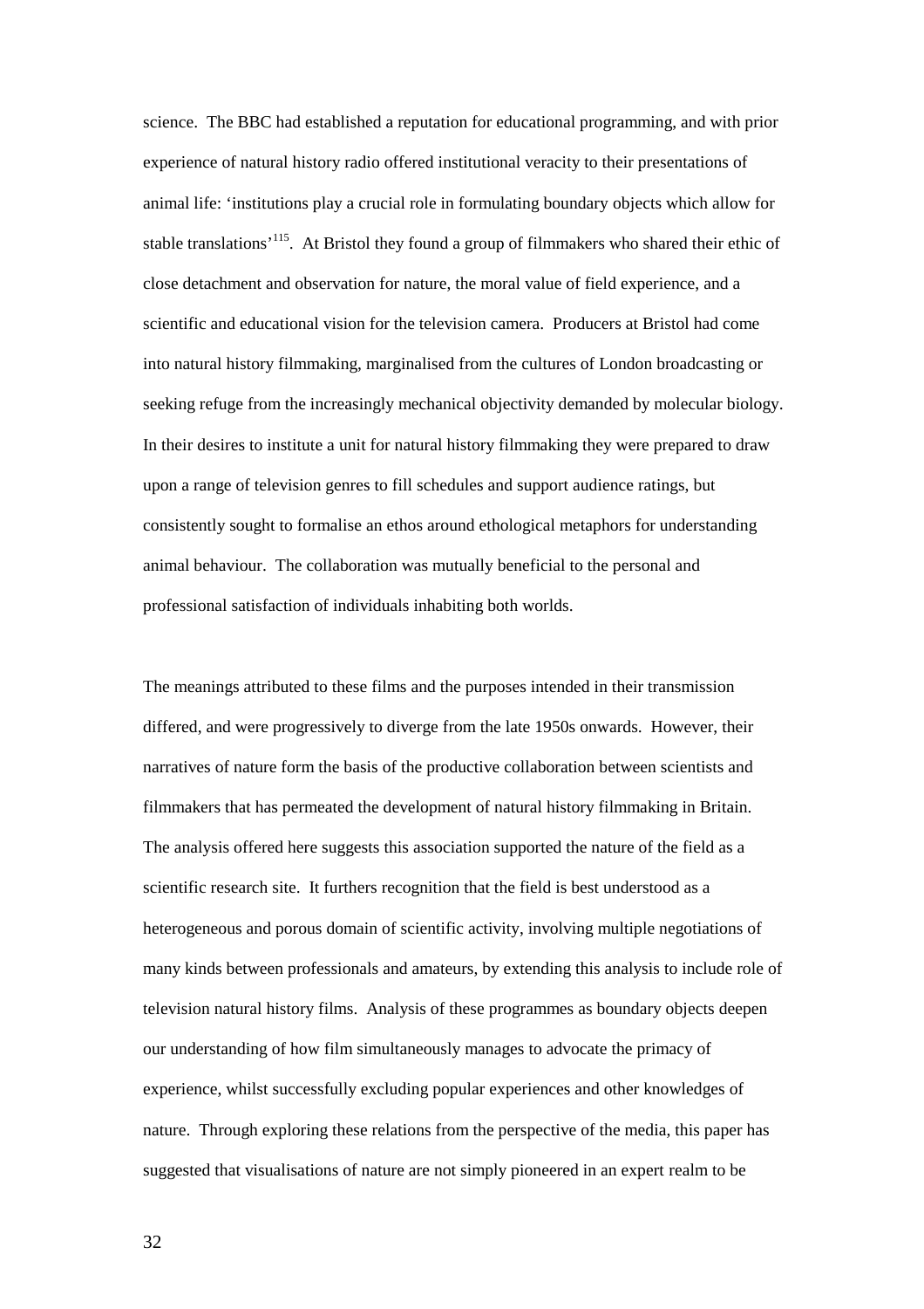science. The BBC had established a reputation for educational programming, and with prior experience of natural history radio offered institutional veracity to their presentations of animal life: 'institutions play a crucial role in formulating boundary objects which allow for stable translations'[115]. At Bristol they found a group of filmmakers who shared their ethic of close detachment and observation for nature, the moral value of field experience, and a scientific and educational vision for the television camera. Producers at Bristol had come into natural history filmmaking, marginalised from the cultures of London broadcasting or seeking refuge from the increasingly mechanical objectivity demanded by molecular biology. In their desires to institute a unit for natural history filmmaking they were prepared to draw upon a range of television genres to fill schedules and support audience ratings, but consistently sought to formalise an ethos around ethological metaphors for understanding animal behaviour. The collaboration was mutually beneficial to the personal and professional satisfaction of individuals inhabiting both worlds.

The meanings attributed to these films and the purposes intended in their transmission differed, and were progressively to diverge from the late 1950s onwards. However, their narratives of nature form the basis of the productive collaboration between scientists and filmmakers that has permeated the development of natural history filmmaking in Britain. The analysis offered here suggests this association supported the nature of the field as a scientific research site. It furthers recognition that the field is best understood as a heterogeneous and porous domain of scientific activity, involving multiple negotiations of many kinds between professionals and amateurs, by extending this analysis to include role of television natural history films. Analysis of these programmes as boundary objects deepen our understanding of how film simultaneously manages to advocate the primacy of experience, whilst successfully excluding popular experiences and other knowledges of nature. Through exploring these relations from the perspective of the media, this paper has suggested that visualisations of nature are not simply pioneered in an expert realm to be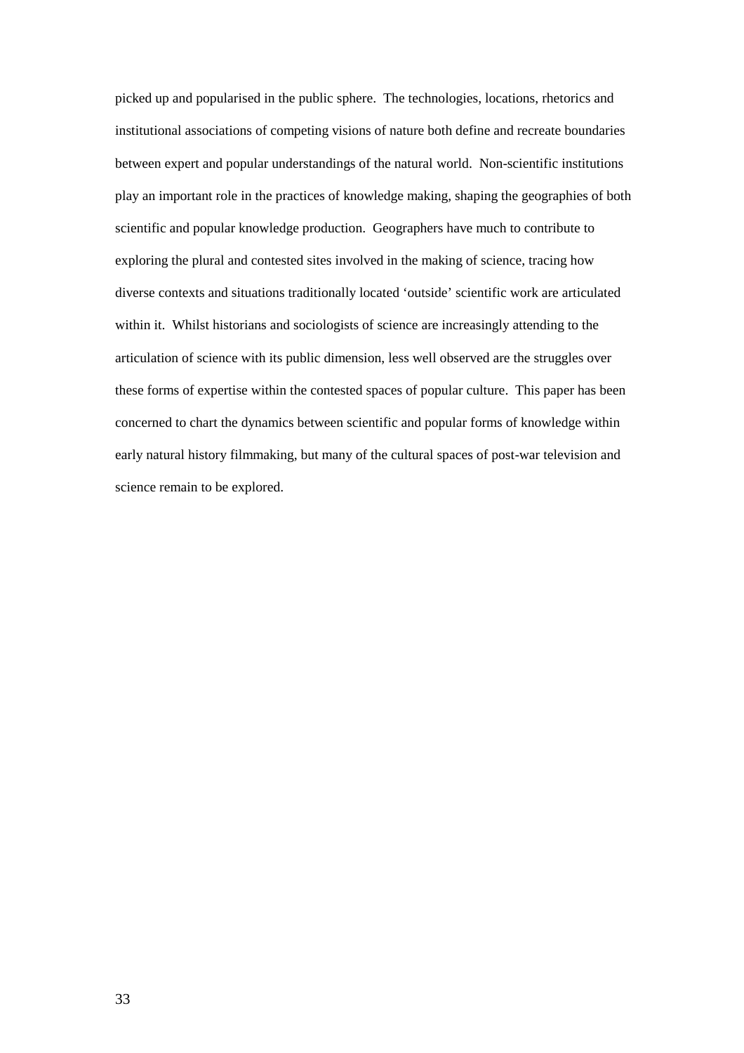picked up and popularised in the public sphere. The technologies, locations, rhetorics and institutional associations of competing visions of nature both define and recreate boundaries between expert and popular understandings of the natural world. Non-scientific institutions play an important role in the practices of knowledge making, shaping the geographies of both scientific and popular knowledge production. Geographers have much to contribute to exploring the plural and contested sites involved in the making of science, tracing how diverse contexts and situations traditionally located 'outside' scientific work are articulated within it. Whilst historians and sociologists of science are increasingly attending to the articulation of science with its public dimension, less well observed are the struggles over these forms of expertise within the contested spaces of popular culture. This paper has been concerned to chart the dynamics between scientific and popular forms of knowledge within early natural history filmmaking, but many of the cultural spaces of post-war television and science remain to be explored.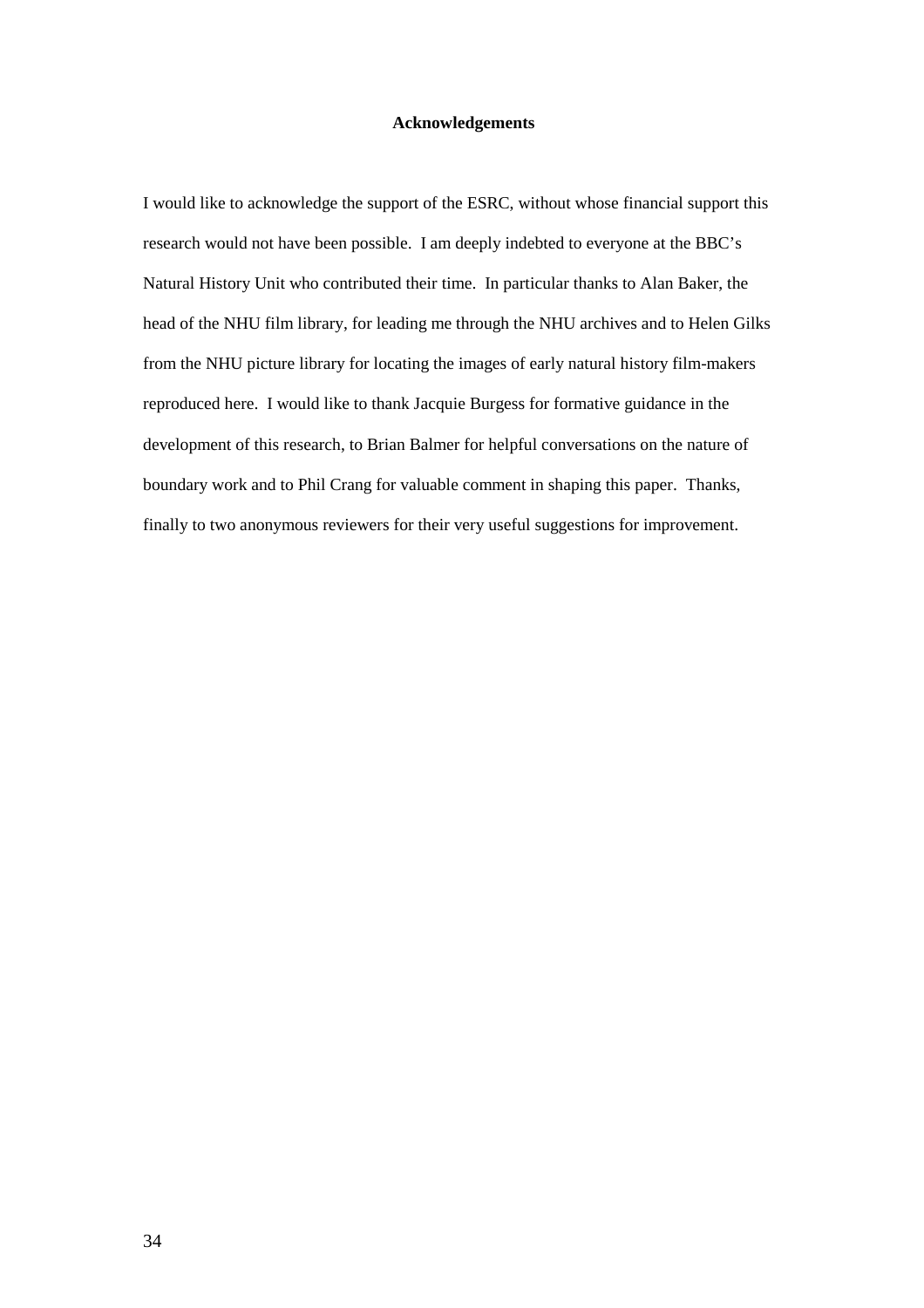## Acknowledgements

I would like to acknowledge the support of the ESRC, without whose financial support this research would not have been possible. I am deeply indebted to everyone at the BBC's Natural History Unit who contributed their time. In particular thanks to Alan Baker, the head of the NHU film library, for leading me through the NHU archives and to Helen Gilks from the NHU picture library for locating the images of early natural history film-makers reproduced here. I would like to thank Jacquie Burgess for formative guidance in the development of this research, to Brian Balmer for helpful conversations on the nature of boundary work and to Phil Crang for valuable comment in shaping this paper. Thanks, finally to two anonymous reviewers for their very useful suggestions for improvement.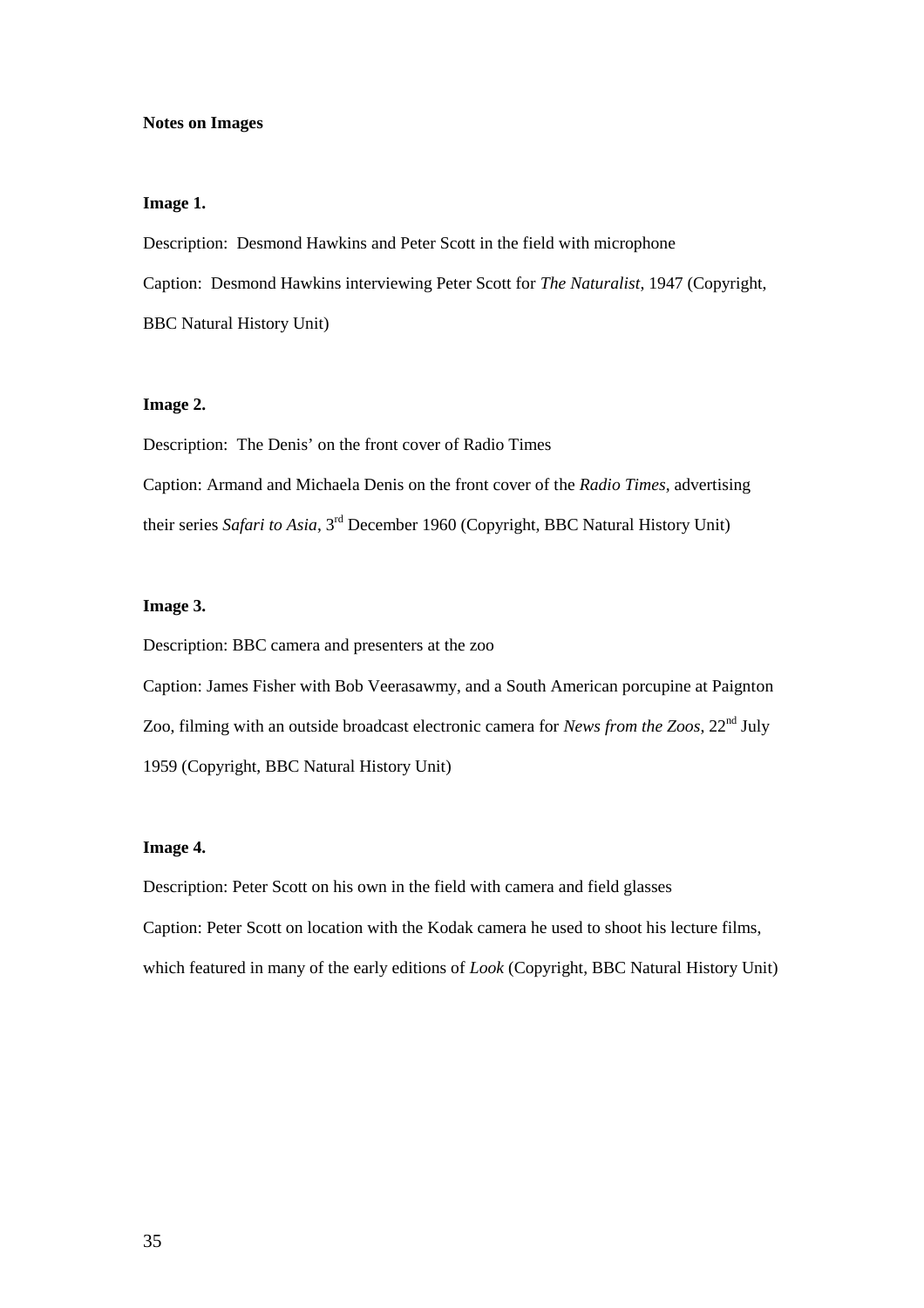**Notes on Images**

**Image 1.**

Description: Desmond Hawkins and Peter Scott in the field with microphone

Caption: Desmond Hawkins interviewing Peter Scott for *The Naturalist*, 1947 (Copyright, BBC Natural History Unit)

**Image 2.**

Description: The Denis' on the front cover of Radio Times

Caption: Armand and Michaela Denis on the front cover of the *Radio Times*, advertising their series *Safari to Asia*, 3rd December 1960 (Copyright, BBC Natural History Unit)

**Image 3.**

Description: BBC camera and presenters at the zoo

Caption: James Fisher with Bob Veerasawmy, and a South American porcupine at Paignton Zoo, filming with an outside broadcast electronic camera for *News from the Zoos*, 22nd July 1959 (Copyright, BBC Natural History Unit)

**Image 4.**

Description: Peter Scott on his own in the field with camera and field glasses

Caption: Peter Scott on location with the Kodak camera he used to shoot his lecture films, which featured in many of the early editions of *Look* (Copyright, BBC Natural History Unit)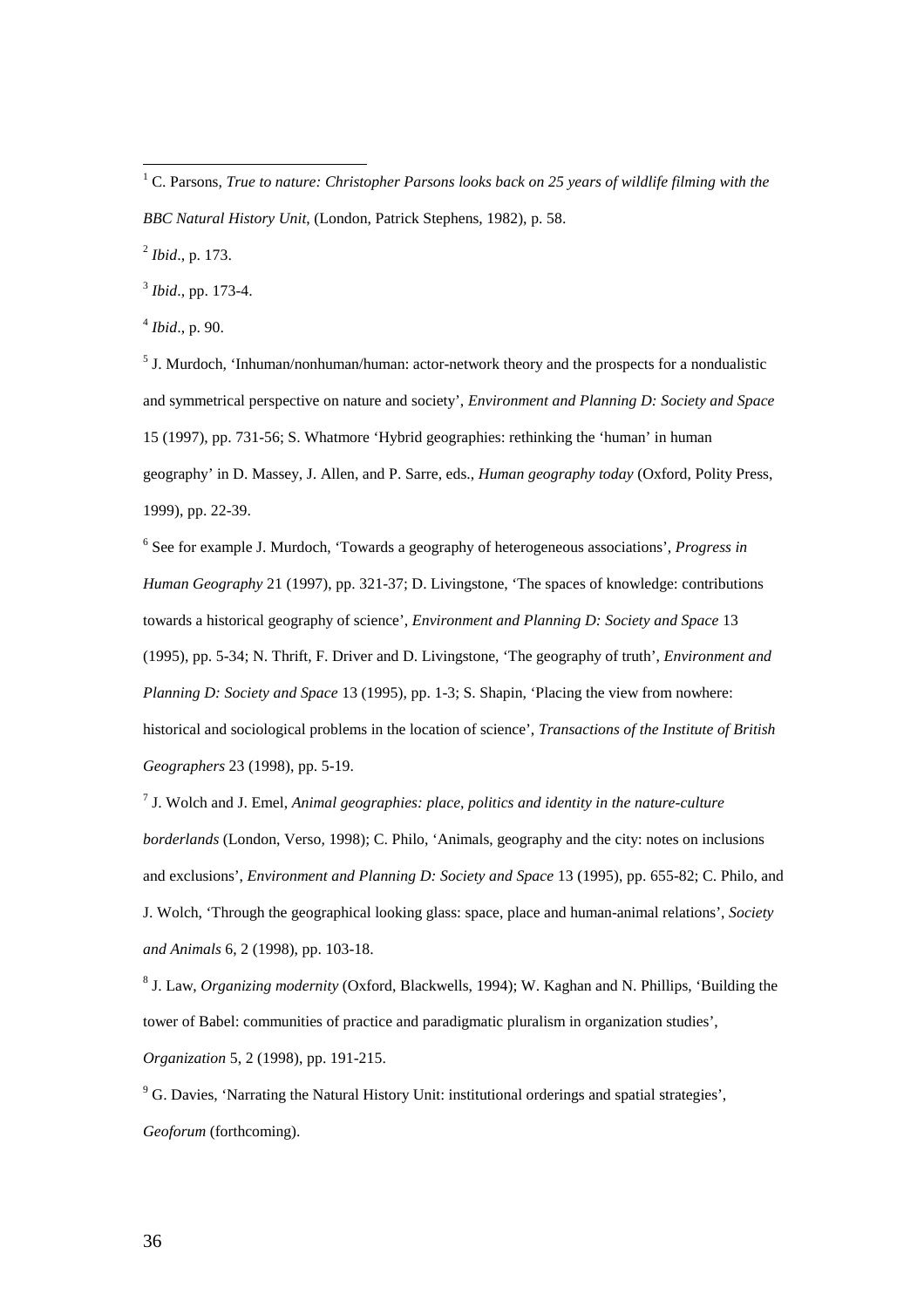[1] C. Parsons, *True to nature: Christopher Parsons looks back on 25 years of wildlife filming with the BBC Natural History Unit*, (London, Patrick Stephens, 1982), p. 58.

[2] *Ibid*., p. 173.

[3] *Ibid*., pp. 173-4.

[4] *Ibid*., p. 90.

[5] J. Murdoch, 'Inhuman/nonhuman/human: actor-network theory and the prospects for a nondualistic and symmetrical perspective on nature and society', *Environment and Planning D: Society and Space* 15 (1997), pp. 731-56; S. Whatmore 'Hybrid geographies: rethinking the 'human' in human geography' in D. Massey, J. Allen, and P. Sarre, eds., *Human geography today* (Oxford, Polity Press, 1999), pp. 22-39.

[6] See for example J. Murdoch, 'Towards a geography of heterogeneous associations', *Progress in Human Geography* 21 (1997), pp. 321-37; D. Livingstone, 'The spaces of knowledge: contributions towards a historical geography of science', *Environment and Planning D: Society and Space* 13 (1995), pp. 5-34; N. Thrift, F. Driver and D. Livingstone, 'The geography of truth', *Environment and Planning D: Society and Space* 13 (1995), pp. 1-3; S. Shapin, 'Placing the view from nowhere: historical and sociological problems in the location of science', *Transactions of the Institute of British Geographers* 23 (1998), pp. 5-19.

[7] J. Wolch and J. Emel, *Animal geographies: place, politics and identity in the nature-culture borderlands* (London, Verso, 1998); C. Philo, 'Animals, geography and the city: notes on inclusions and exclusions', *Environment and Planning D: Society and Space* 13 (1995), pp. 655-82; C. Philo, and J. Wolch, 'Through the geographical looking glass: space, place and human-animal relations', *Society and Animals* 6, 2 (1998), pp. 103-18.

[8] J. Law, *Organizing modernity* (Oxford, Blackwells, 1994); W. Kaghan and N. Phillips, 'Building the tower of Babel: communities of practice and paradigmatic pluralism in organization studies', *Organization* 5, 2 (1998), pp. 191-215.

[9] G. Davies, 'Narrating the Natural History Unit: institutional orderings and spatial strategies', *Geoforum* (forthcoming).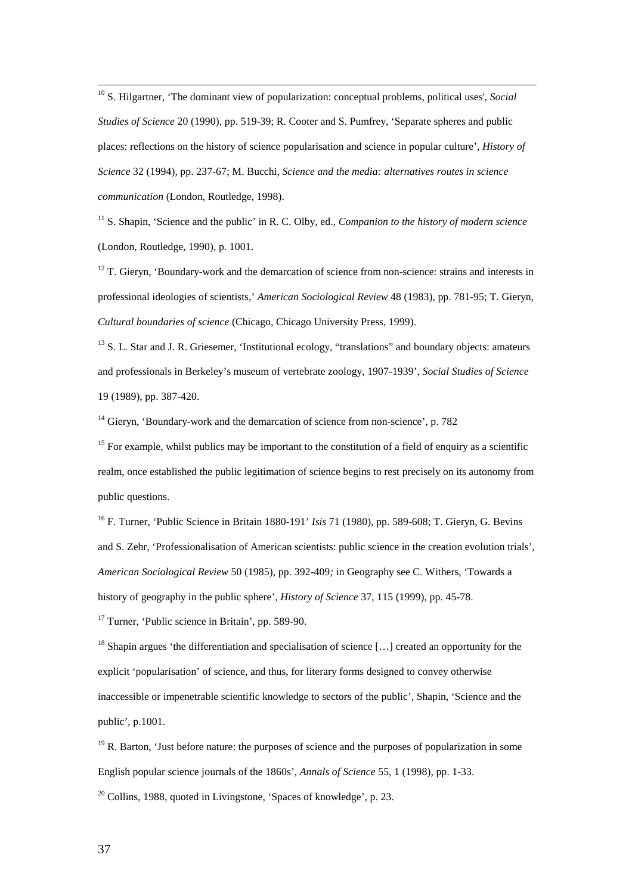[10] S. Hilgartner, 'The dominant view of popularization: conceptual problems, political uses', *Social Studies of Science* 20 (1990), pp. 519-39; R. Cooter and S. Pumfrey, 'Separate spheres and public places: reflections on the history of science popularisation and science in popular culture', *History of Science* 32 (1994), pp. 237-67; M. Bucchi, *Science and the media: alternatives routes in science communication* (London, Routledge, 1998).

[11] S. Shapin, 'Science and the public' in R. C. Olby, ed., *Companion to the history of modern science* (London, Routledge, 1990), p. 1001.

[12] T. Gieryn, 'Boundary-work and the demarcation of science from non-science: strains and interests in professional ideologies of scientists,' *American Sociological Review* 48 (1983), pp. 781-95; T. Gieryn, *Cultural boundaries of science* (Chicago, Chicago University Press, 1999).

[13] S. L. Star and J. R. Griesemer, 'Institutional ecology, "translations" and boundary objects: amateurs and professionals in Berkeley's museum of vertebrate zoology, 1907-1939', *Social Studies of Science* 19 (1989), pp. 387-420.

[14] Gieryn, 'Boundary-work and the demarcation of science from non-science', p. 782

[15] For example, whilst publics may be important to the constitution of a field of enquiry as a scientific realm, once established the public legitimation of science begins to rest precisely on its autonomy from public questions.

[16] F. Turner, 'Public Science in Britain 1880-191' *Isis* 71 (1980), pp. 589-608; T. Gieryn, G. Bevins and S. Zehr, 'Professionalisation of American scientists: public science in the creation evolution trials', *American Sociological Review* 50 (1985), pp. 392-409*;* in Geography see C. Withers, 'Towards a history of geography in the public sphere', *History of Science* 37, 115 (1999), pp. 45-78.

[17] Turner, 'Public science in Britain', pp. 589-90.

[18] Shapin argues 'the differentiation and specialisation of science […] created an opportunity for the explicit 'popularisation' of science, and thus, for literary forms designed to convey otherwise inaccessible or impenetrable scientific knowledge to sectors of the public', Shapin, 'Science and the public', p.1001.

[19] R. Barton, 'Just before nature: the purposes of science and the purposes of popularization in some English popular science journals of the 1860s', *Annals of Science* 55, 1 (1998), pp. 1-33.

[20] Collins, 1988, quoted in Livingstone, 'Spaces of knowledge', p. 23.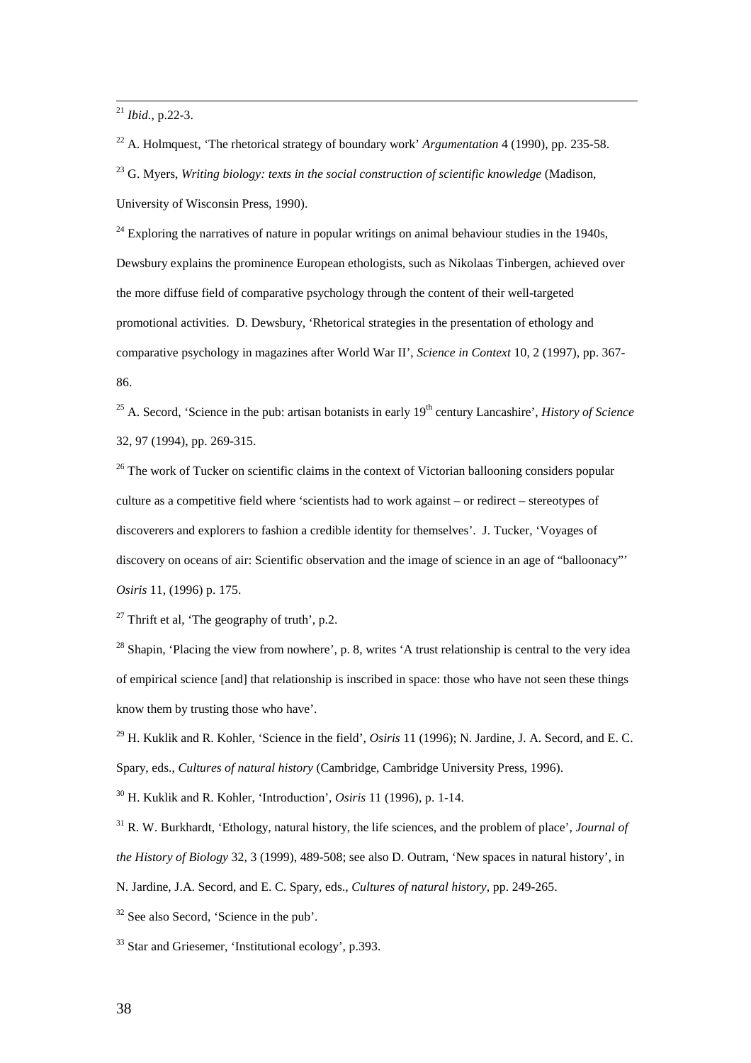[21] *Ibid.*, p.22-3.

[22] A. Holmquest, 'The rhetorical strategy of boundary work' *Argumentation* 4 (1990), pp. 235-58.

[23] G. Myers, *Writing biology: texts in the social construction of scientific knowledge* (Madison, University of Wisconsin Press, 1990).

[24] Exploring the narratives of nature in popular writings on animal behaviour studies in the 1940s, Dewsbury explains the prominence European ethologists, such as Nikolaas Tinbergen, achieved over the more diffuse field of comparative psychology through the content of their well-targeted promotional activities. D. Dewsbury, 'Rhetorical strategies in the presentation of ethology and comparative psychology in magazines after World War II', *Science in Context* 10, 2 (1997), pp. 367-86.

[25] A. Secord, 'Science in the pub: artisan botanists in early 19th century Lancashire', *History of Science* 32, 97 (1994), pp. 269-315.

[26] The work of Tucker on scientific claims in the context of Victorian ballooning considers popular culture as a competitive field where 'scientists had to work against – or redirect – stereotypes of discoverers and explorers to fashion a credible identity for themselves'. J. Tucker, 'Voyages of discovery on oceans of air: Scientific observation and the image of science in an age of "balloonacy"' *Osiris* 11, (1996) p. 175.

[27] Thrift et al, 'The geography of truth', p.2.

[28] Shapin, 'Placing the view from nowhere', p. 8, writes 'A trust relationship is central to the very idea of empirical science [and] that relationship is inscribed in space: those who have not seen these things know them by trusting those who have'.

[29] H. Kuklik and R. Kohler, 'Science in the field', *Osiris* 11 (1996); N. Jardine, J. A. Secord, and E. C. Spary, eds., *Cultures of natural history* (Cambridge, Cambridge University Press, 1996).

[30] H. Kuklik and R. Kohler, 'Introduction', *Osiris* 11 (1996), p. 1-14.

[31] R. W. Burkhardt, 'Ethology, natural history, the life sciences, and the problem of place', *Journal of the History of Biology* 32, 3 (1999), 489-508; see also D. Outram, 'New spaces in natural history', in N. Jardine, J.A. Secord, and E. C. Spary, eds., *Cultures of natural history*, pp. 249-265.

[32] See also Secord, 'Science in the pub'.

[33] Star and Griesemer, 'Institutional ecology', p.393.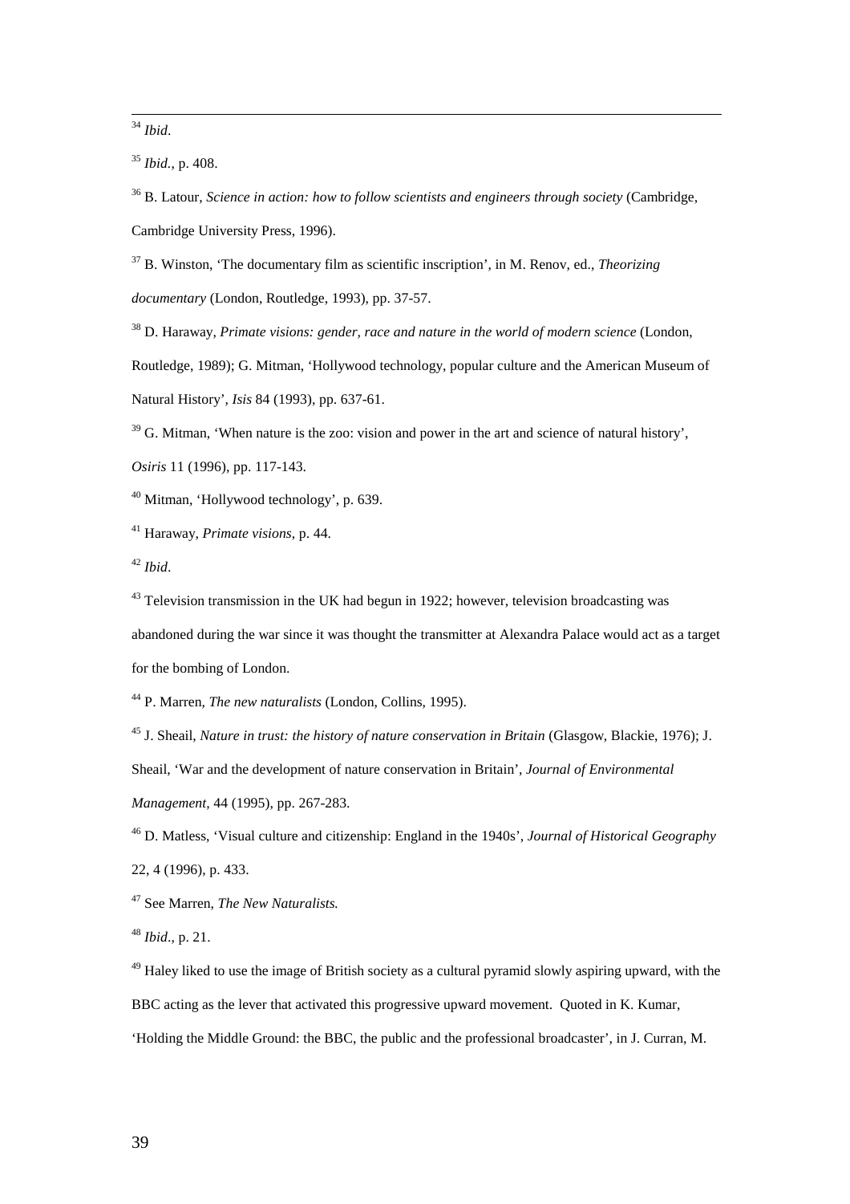[34] *Ibid*.

[35] *Ibid.*, p. 408.

[36] B. Latour, *Science in action: how to follow scientists and engineers through society* (Cambridge, Cambridge University Press, 1996).

[37] B. Winston, 'The documentary film as scientific inscription', in M. Renov, ed., *Theorizing documentary* (London, Routledge, 1993), pp. 37-57.

[38] D. Haraway, *Primate visions: gender, race and nature in the world of modern science* (London, Routledge, 1989); G. Mitman, 'Hollywood technology, popular culture and the American Museum of Natural History', *Isis* 84 (1993), pp. 637-61.

[39] G. Mitman, 'When nature is the zoo: vision and power in the art and science of natural history', *Osiris* 11 (1996), pp. 117-143.

[40] Mitman, 'Hollywood technology', p. 639.

[41] Haraway, *Primate visions*, p. 44.

[42] *Ibid*.

[43] Television transmission in the UK had begun in 1922; however, television broadcasting was abandoned during the war since it was thought the transmitter at Alexandra Palace would act as a target for the bombing of London.

[44] P. Marren, *The new naturalists* (London, Collins, 1995).

[45] J. Sheail, *Nature in trust: the history of nature conservation in Britain* (Glasgow, Blackie, 1976); J. Sheail, 'War and the development of nature conservation in Britain', *Journal of Environmental Management*, 44 (1995), pp. 267-283.

[46] D. Matless, 'Visual culture and citizenship: England in the 1940s', *Journal of Historical Geography* 22, 4 (1996), p. 433.

[47] See Marren, *The New Naturalists.*

[48] *Ibid*., p. 21.

[49] Haley liked to use the image of British society as a cultural pyramid slowly aspiring upward, with the BBC acting as the lever that activated this progressive upward movement. Quoted in K. Kumar, 'Holding the Middle Ground: the BBC, the public and the professional broadcaster', in J. Curran, M.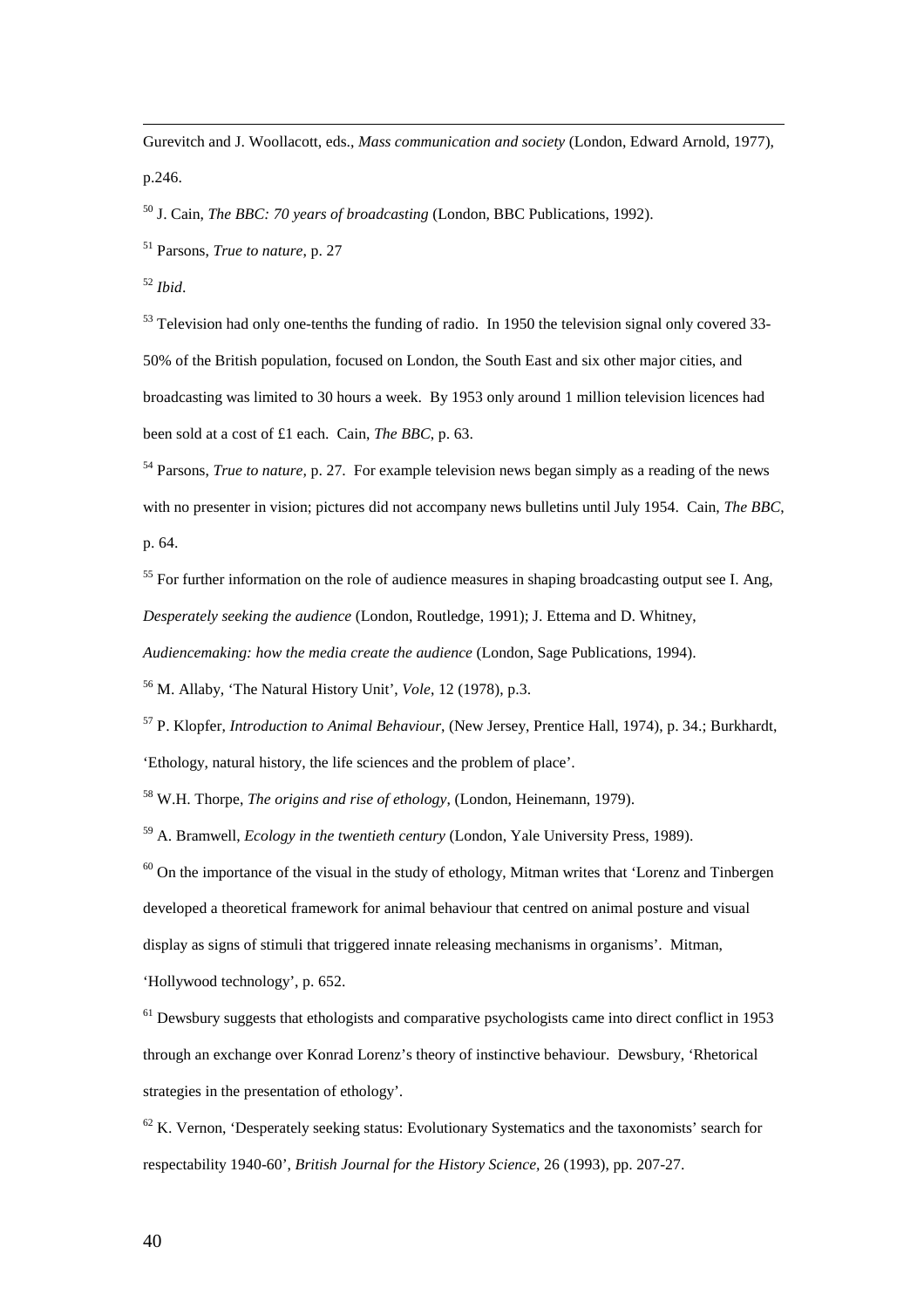Gurevitch and J. Woollacott, eds., *Mass communication and society* (London, Edward Arnold, 1977), p.246.

[50] J. Cain, *The BBC: 70 years of broadcasting* (London, BBC Publications, 1992).

[51] Parsons, *True to nature*, p. 27

[52] *Ibid*.

[53] Television had only one-tenths the funding of radio. In 1950 the television signal only covered 33-50% of the British population, focused on London, the South East and six other major cities, and broadcasting was limited to 30 hours a week. By 1953 only around 1 million television licences had been sold at a cost of £1 each. Cain, *The BBC*, p. 63.

[54] Parsons, *True to nature*, p. 27. For example television news began simply as a reading of the news with no presenter in vision; pictures did not accompany news bulletins until July 1954. Cain, *The BBC*, p. 64.

[55] For further information on the role of audience measures in shaping broadcasting output see I. Ang, *Desperately seeking the audience* (London, Routledge, 1991); J. Ettema and D. Whitney, *Audiencemaking: how the media create the audience* (London, Sage Publications, 1994).

[56] M. Allaby, 'The Natural History Unit', *Vole*, 12 (1978), p.3.

[57] P. Klopfer, *Introduction to Animal Behaviour*, (New Jersey, Prentice Hall, 1974), p. 34.; Burkhardt, 'Ethology, natural history, the life sciences and the problem of place'.

[58] W.H. Thorpe, *The origins and rise of ethology*, (London, Heinemann, 1979).

[59] A. Bramwell, *Ecology in the twentieth century* (London, Yale University Press, 1989).

[60] On the importance of the visual in the study of ethology, Mitman writes that 'Lorenz and Tinbergen developed a theoretical framework for animal behaviour that centred on animal posture and visual display as signs of stimuli that triggered innate releasing mechanisms in organisms'. Mitman, 'Hollywood technology', p. 652.

[61] Dewsbury suggests that ethologists and comparative psychologists came into direct conflict in 1953 through an exchange over Konrad Lorenz's theory of instinctive behaviour. Dewsbury, 'Rhetorical strategies in the presentation of ethology'.

[62] K. Vernon, 'Desperately seeking status: Evolutionary Systematics and the taxonomists' search for respectability 1940-60', *British Journal for the History Science*, 26 (1993), pp. 207-27.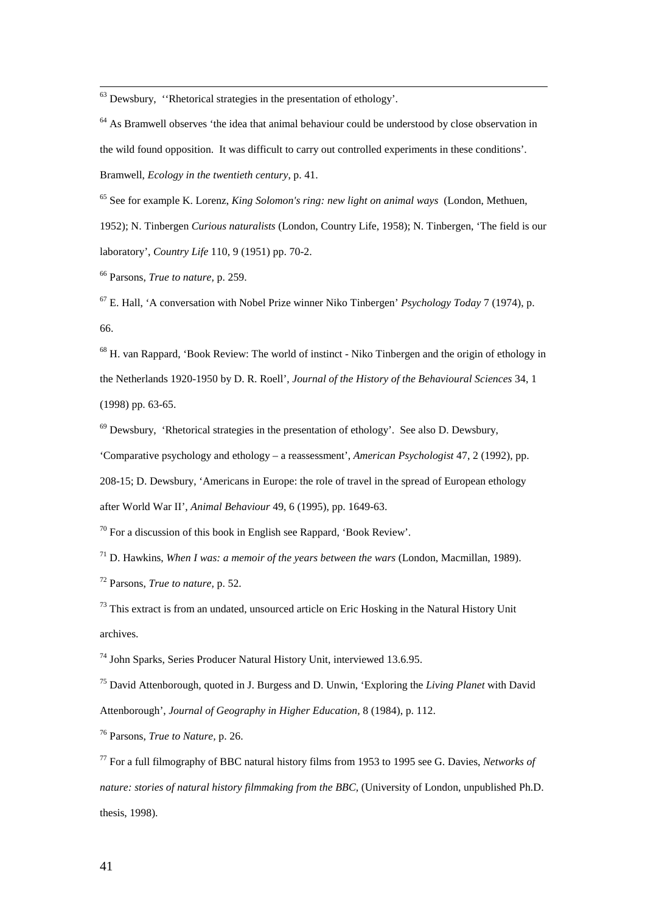[63] Dewsbury, ''Rhetorical strategies in the presentation of ethology'.

[64] As Bramwell observes 'the idea that animal behaviour could be understood by close observation in the wild found opposition. It was difficult to carry out controlled experiments in these conditions'. Bramwell, *Ecology in the twentieth century,* p. 41.

[65] See for example K. Lorenz, *King Solomon's ring: new light on animal ways* (London, Methuen, 1952); N. Tinbergen *Curious naturalists* (London, Country Life, 1958); N. Tinbergen, 'The field is our laboratory', *Country Life* 110, 9 (1951) pp. 70-2.

[66] Parsons, *True to nature,* p. 259.

[67] E. Hall, 'A conversation with Nobel Prize winner Niko Tinbergen' *Psychology Today* 7 (1974), p. 66.

[68] H. van Rappard, 'Book Review: The world of instinct - Niko Tinbergen and the origin of ethology in the Netherlands 1920-1950 by D. R. Roell', *Journal of the History of the Behavioural Sciences* 34, 1 (1998) pp. 63-65.

[69] Dewsbury, 'Rhetorical strategies in the presentation of ethology'. See also D. Dewsbury, 'Comparative psychology and ethology – a reassessment', *American Psychologist* 47, 2 (1992), pp. 208-15; D. Dewsbury, 'Americans in Europe: the role of travel in the spread of European ethology after World War II', *Animal Behaviour* 49, 6 (1995), pp. 1649-63.

[70] For a discussion of this book in English see Rappard, 'Book Review'.

[71] D. Hawkins, *When I was: a memoir of the years between the wars* (London, Macmillan, 1989).

[72] Parsons, *True to nature,* p. 52.

[73] This extract is from an undated, unsourced article on Eric Hosking in the Natural History Unit archives.

[74] John Sparks, Series Producer Natural History Unit, interviewed 13.6.95.

[75] David Attenborough, quoted in J. Burgess and D. Unwin, 'Exploring the *Living Planet* with David Attenborough', *Journal of Geography in Higher Education,* 8 (1984), p. 112.

[76] Parsons, *True to Nature,* p. 26.

[77] For a full filmography of BBC natural history films from 1953 to 1995 see G. Davies, *Networks of nature: stories of natural history filmmaking from the BBC*, (University of London, unpublished Ph.D. thesis, 1998).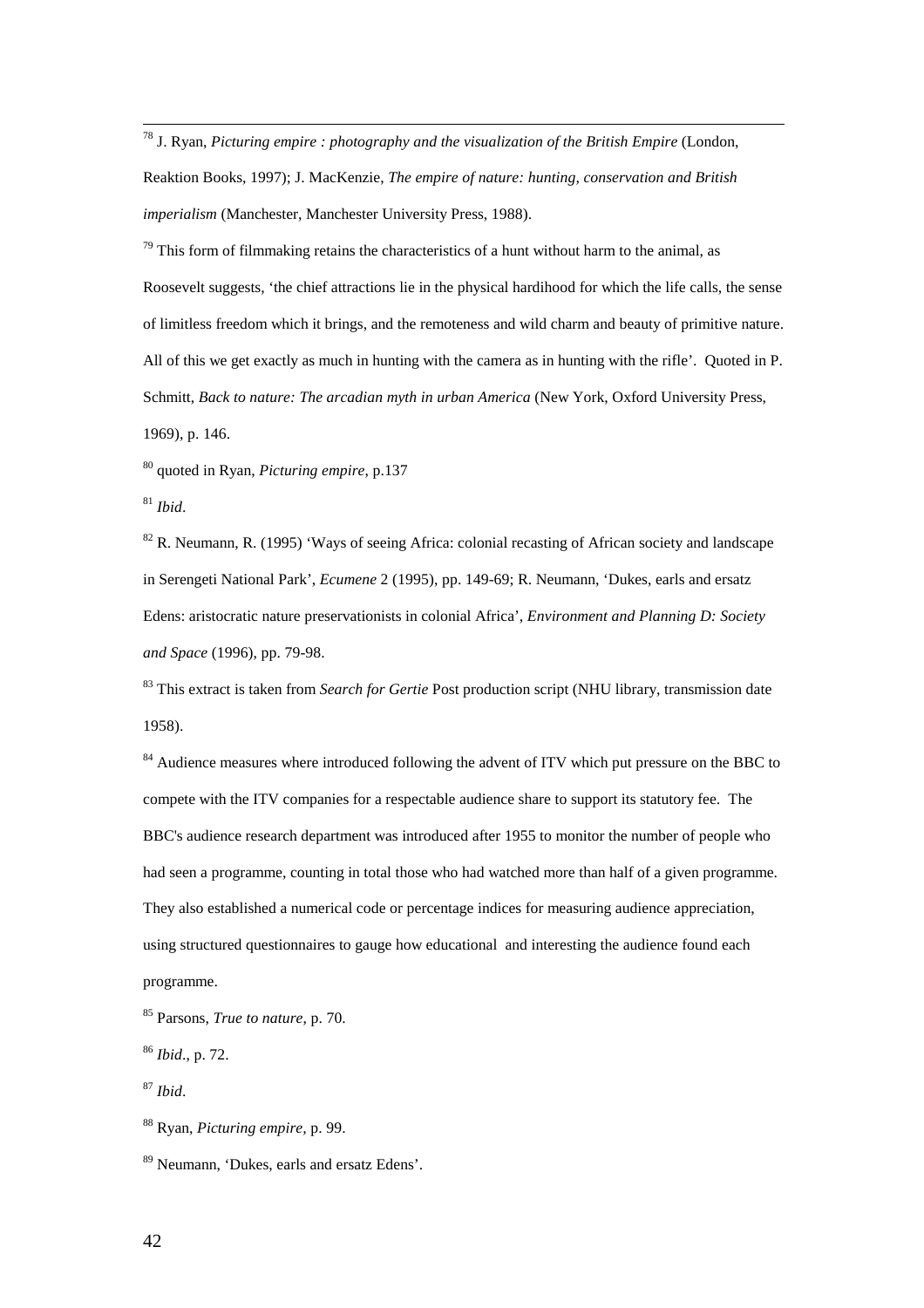[78] J. Ryan, *Picturing empire : photography and the visualization of the British Empire* (London, Reaktion Books, 1997); J. MacKenzie, *The empire of nature: hunting, conservation and British imperialism* (Manchester, Manchester University Press, 1988).

[79] This form of filmmaking retains the characteristics of a hunt without harm to the animal, as Roosevelt suggests, 'the chief attractions lie in the physical hardihood for which the life calls, the sense of limitless freedom which it brings, and the remoteness and wild charm and beauty of primitive nature. All of this we get exactly as much in hunting with the camera as in hunting with the rifle'. Quoted in P. Schmitt, *Back to nature: The arcadian myth in urban America* (New York, Oxford University Press, 1969), p. 146.

[80] quoted in Ryan, *Picturing empire,* p.137

[81] *Ibid*.

[82] R. Neumann, R. (1995) 'Ways of seeing Africa: colonial recasting of African society and landscape in Serengeti National Park', *Ecumene* 2 (1995), pp. 149-69; R. Neumann, 'Dukes, earls and ersatz Edens: aristocratic nature preservationists in colonial Africa', *Environment and Planning D: Society and Space* (1996), pp. 79-98.

[83] This extract is taken from *Search for Gertie* Post production script (NHU library, transmission date 1958).

[84] Audience measures where introduced following the advent of ITV which put pressure on the BBC to compete with the ITV companies for a respectable audience share to support its statutory fee. The BBC's audience research department was introduced after 1955 to monitor the number of people who had seen a programme, counting in total those who had watched more than half of a given programme. They also established a numerical code or percentage indices for measuring audience appreciation, using structured questionnaires to gauge how educational and interesting the audience found each programme.

[85] Parsons, *True to nature,* p. 70.

[86] *Ibid*., p. 72.

[87] *Ibid*.

[88] Ryan, *Picturing empire,* p. 99.

[89] Neumann, 'Dukes, earls and ersatz Edens'.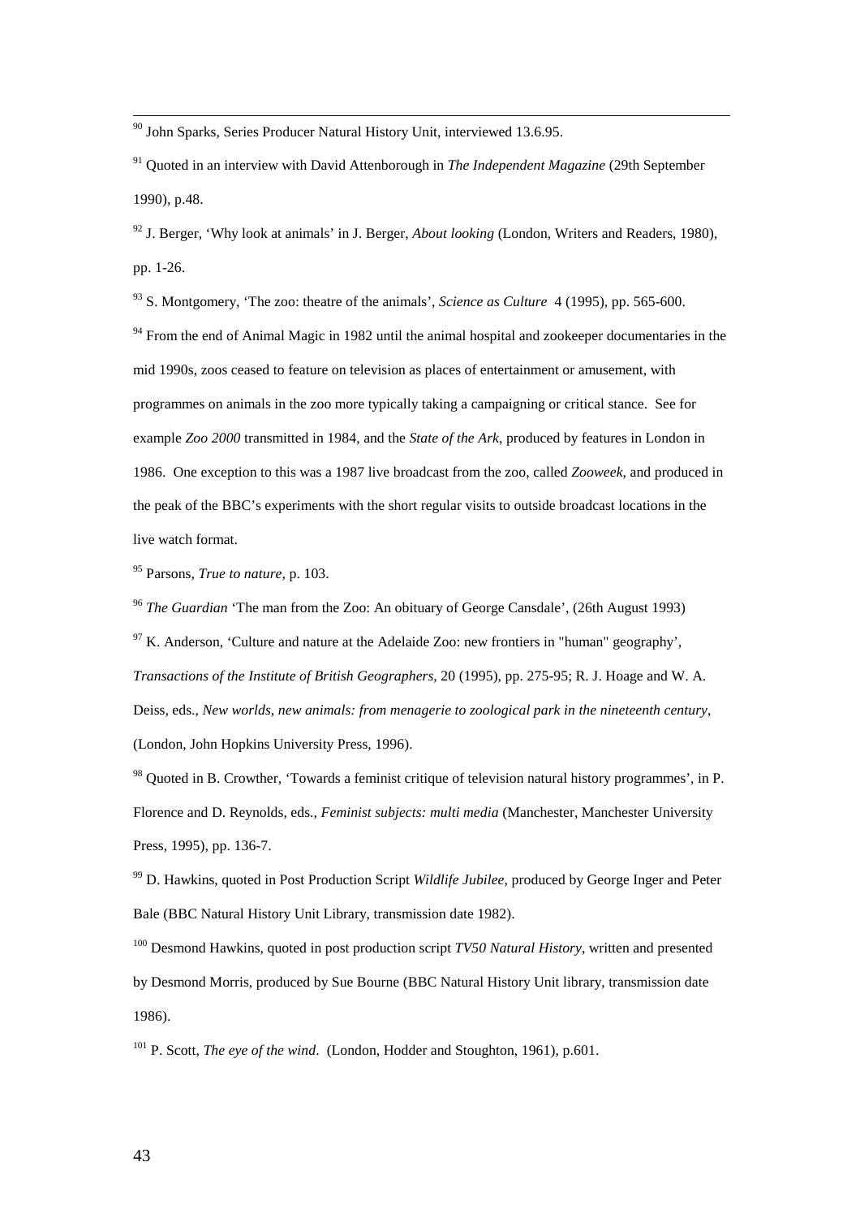[90] John Sparks, Series Producer Natural History Unit, interviewed 13.6.95.

[91] Quoted in an interview with David Attenborough in *The Independent Magazine* (29th September 1990), p.48.

[92] J. Berger, 'Why look at animals' in J. Berger, *About looking* (London, Writers and Readers, 1980), pp. 1-26.

[93] S. Montgomery, 'The zoo: theatre of the animals', *Science as Culture* 4 (1995), pp. 565-600.

[94] From the end of Animal Magic in 1982 until the animal hospital and zookeeper documentaries in the mid 1990s, zoos ceased to feature on television as places of entertainment or amusement, with programmes on animals in the zoo more typically taking a campaigning or critical stance. See for example *Zoo 2000* transmitted in 1984, and the *State of the Ark*, produced by features in London in 1986. One exception to this was a 1987 live broadcast from the zoo, called *Zooweek*, and produced in the peak of the BBC's experiments with the short regular visits to outside broadcast locations in the live watch format.

[95] Parsons, *True to nature*, p. 103.

[96] *The Guardian* 'The man from the Zoo: An obituary of George Cansdale', (26th August 1993)

[97] K. Anderson, 'Culture and nature at the Adelaide Zoo: new frontiers in "human" geography', *Transactions of the Institute of British Geographers*, 20 (1995), pp. 275-95; R. J. Hoage and W. A. Deiss, eds., *New worlds, new animals: from menagerie to zoological park in the nineteenth century*, (London, John Hopkins University Press, 1996).

[98] Quoted in B. Crowther, 'Towards a feminist critique of television natural history programmes', in P. Florence and D. Reynolds, eds., *Feminist subjects: multi media* (Manchester, Manchester University Press, 1995), pp. 136-7.

[99] D. Hawkins, quoted in Post Production Script *Wildlife Jubilee*, produced by George Inger and Peter Bale (BBC Natural History Unit Library, transmission date 1982).

[100] Desmond Hawkins, quoted in post production script *TV50 Natural History*, written and presented by Desmond Morris, produced by Sue Bourne (BBC Natural History Unit library, transmission date 1986).

[101] P. Scott, *The eye of the wind*. (London, Hodder and Stoughton, 1961), p.601.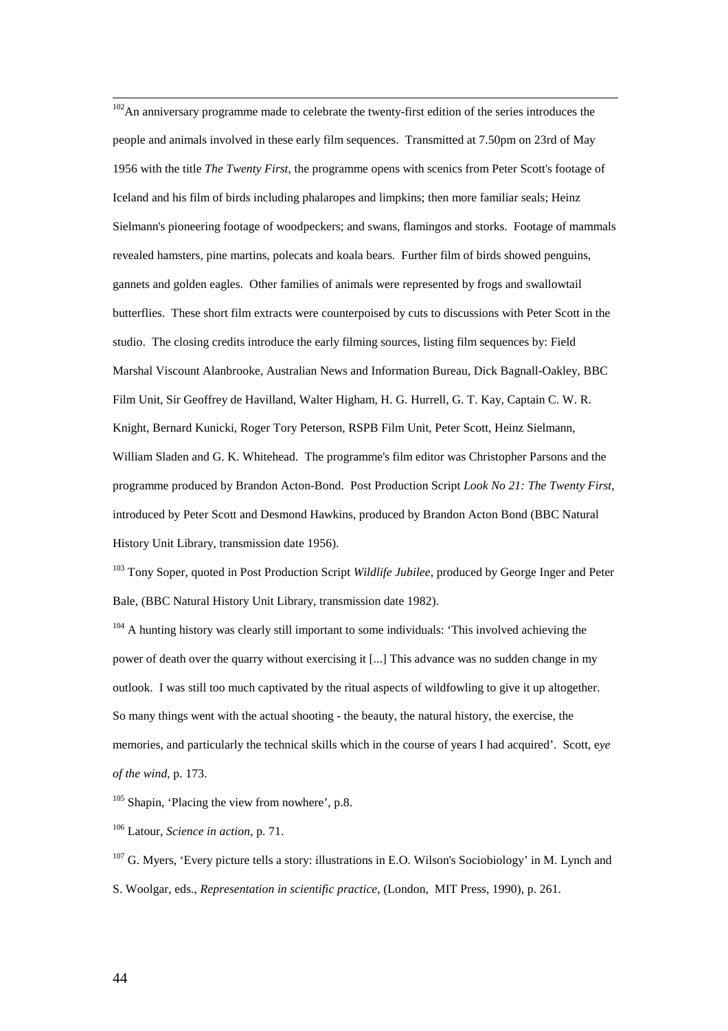[102] An anniversary programme made to celebrate the twenty-first edition of the series introduces the people and animals involved in these early film sequences. Transmitted at 7.50pm on 23rd of May 1956 with the title *The Twenty First*, the programme opens with scenics from Peter Scott's footage of Iceland and his film of birds including phalaropes and limpkins; then more familiar seals; Heinz Sielmann's pioneering footage of woodpeckers; and swans, flamingos and storks. Footage of mammals revealed hamsters, pine martins, polecats and koala bears. Further film of birds showed penguins, gannets and golden eagles. Other families of animals were represented by frogs and swallowtail butterflies. These short film extracts were counterpoised by cuts to discussions with Peter Scott in the studio. The closing credits introduce the early filming sources, listing film sequences by: Field Marshal Viscount Alanbrooke, Australian News and Information Bureau, Dick Bagnall-Oakley, BBC Film Unit, Sir Geoffrey de Havilland, Walter Higham, H. G. Hurrell, G. T. Kay, Captain C. W. R. Knight, Bernard Kunicki, Roger Tory Peterson, RSPB Film Unit, Peter Scott, Heinz Sielmann, William Sladen and G. K. Whitehead. The programme's film editor was Christopher Parsons and the programme produced by Brandon Acton-Bond. Post Production Script *Look No 21: The Twenty First*, introduced by Peter Scott and Desmond Hawkins, produced by Brandon Acton Bond (BBC Natural History Unit Library, transmission date 1956).

[103] Tony Soper, quoted in Post Production Script *Wildlife Jubilee*, produced by George Inger and Peter Bale, (BBC Natural History Unit Library, transmission date 1982).

[104] A hunting history was clearly still important to some individuals: 'This involved achieving the power of death over the quarry without exercising it [...] This advance was no sudden change in my outlook. I was still too much captivated by the ritual aspects of wildfowling to give it up altogether. So many things went with the actual shooting - the beauty, the natural history, the exercise, the memories, and particularly the technical skills which in the course of years I had acquired'. Scott, e*ye of the wind*, p. 173.

[105] Shapin, 'Placing the view from nowhere', p.8.

[106] Latour, *Science in action*, p. 71.

[107] G. Myers, 'Every picture tells a story: illustrations in E.O. Wilson's Sociobiology' in M. Lynch and S. Woolgar, eds., *Representation in scientific practice*, (London, MIT Press, 1990), p. 261.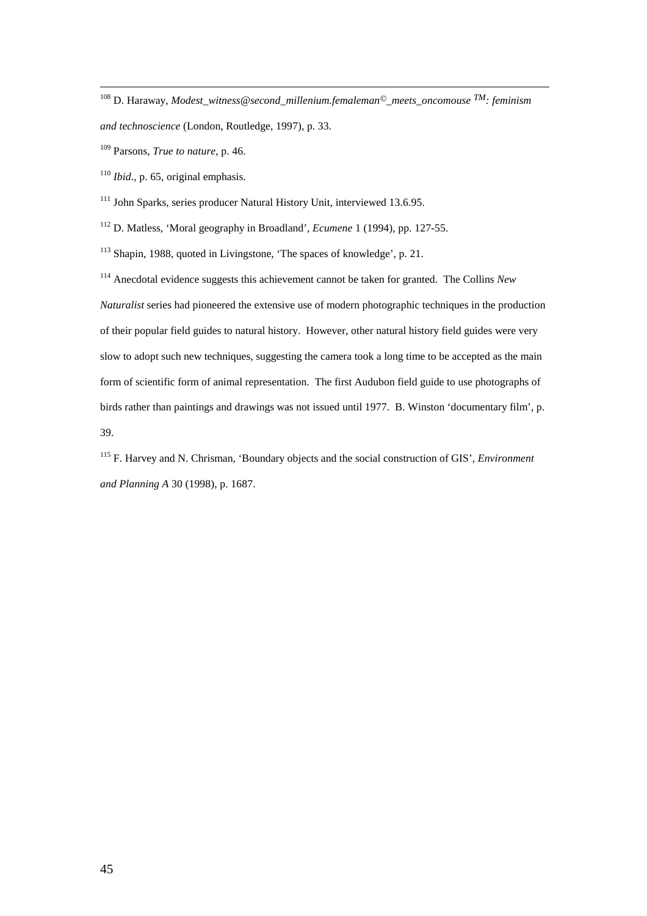[108] D. Haraway, *Modest_witness@second_millenium.femaleman©_meets_oncomouse TM: feminism and technoscience* (London, Routledge, 1997), p. 33.

[109] Parsons, *True to nature*, p. 46.

[110] *Ibid*., p. 65, original emphasis.

[111] John Sparks, series producer Natural History Unit, interviewed 13.6.95.

[112] D. Matless, 'Moral geography in Broadland', *Ecumene* 1 (1994), pp. 127-55.

[113] Shapin, 1988, quoted in Livingstone, 'The spaces of knowledge', p. 21.

[114] Anecdotal evidence suggests this achievement cannot be taken for granted. The Collins *New Naturalist* series had pioneered the extensive use of modern photographic techniques in the production of their popular field guides to natural history. However, other natural history field guides were very slow to adopt such new techniques, suggesting the camera took a long time to be accepted as the main form of scientific form of animal representation. The first Audubon field guide to use photographs of birds rather than paintings and drawings was not issued until 1977. B. Winston 'documentary film', p. 39.

[115] F. Harvey and N. Chrisman, 'Boundary objects and the social construction of GIS', *Environment and Planning A* 30 (1998), p. 1687.